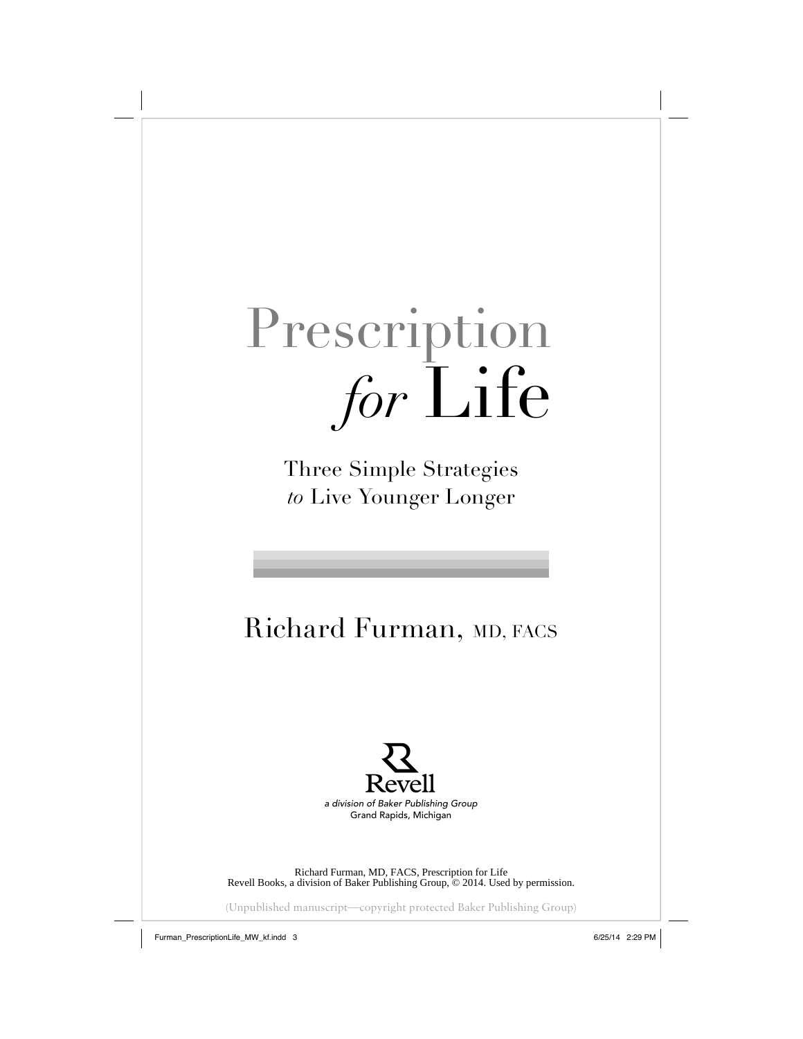# Prescription *for* Life

## Three Simple Strategies *to* Live Younger Longer

Richard Furman, MD, FACS

Revell

*a division of Baker Publishing Group*

Grand Rapids, Michigan

Richard Furman, MD, FACS, Prescription for Life
Revell Books, a division of Baker Publishing Group, © 2014. Used by permission.

(Unpublished manuscript—copyright protected Baker Publishing Group)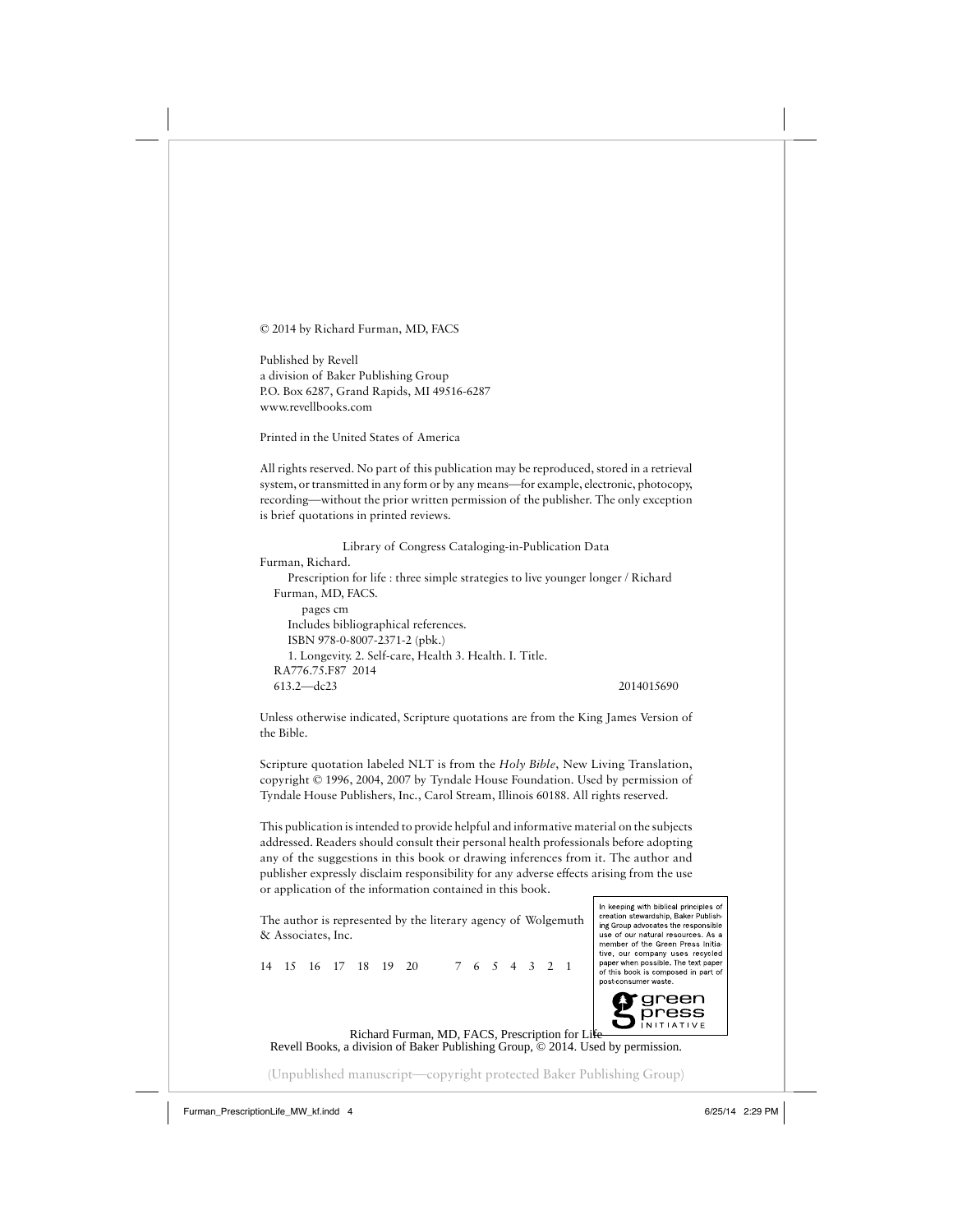© 2014 by Richard Furman, MD, FACS

Published by Revell
a division of Baker Publishing Group
P.O. Box 6287, Grand Rapids, MI 49516-6287
www.revellbooks.com

Printed in the United States of America

All rights reserved. No part of this publication may be reproduced, stored in a retrieval system, or transmitted in any form or by any means—for example, electronic, photocopy, recording—without the prior written permission of the publisher. The only exception is brief quotations in printed reviews.

Library of Congress Cataloging-in-Publication Data

Furman, Richard.
Prescription for life : three simple strategies to live younger longer / Richard Furman, MD, FACS.
pages cm
Includes bibliographical references.
ISBN 978-0-8007-2371-2 (pbk.)
1. Longevity. 2. Self-care, Health 3. Health. I. Title.
RA776.75.F87 2014
613.2—dc23 2014015690

Unless otherwise indicated, Scripture quotations are from the King James Version of the Bible.

Scripture quotation labeled NLT is from the *Holy Bible*, New Living Translation, copyright © 1996, 2004, 2007 by Tyndale House Foundation. Used by permission of Tyndale House Publishers, Inc., Carol Stream, Illinois 60188. All rights reserved.

This publication is intended to provide helpful and informative material on the subjects addressed. Readers should consult their personal health professionals before adopting any of the suggestions in this book or drawing inferences from it. The author and publisher expressly disclaim responsibility for any adverse effects arising from the use or application of the information contained in this book.

The author is represented by the literary agency of Wolgemuth & Associates, Inc.

14 15 16 17 18 19 20 7 6 5 4 3 2 1

In keeping with biblical principles of creation stewardship, Baker Publishing Group advocates the responsible use of our natural resources. As a member of the Green Press Initiative, our company uses recycled paper when possible. The text paper of this book is composed in part of post-consumer waste.

green press INITIATIVE

Richard Furman, MD, FACS, Prescription for Life
Revell Books, a division of Baker Publishing Group, © 2014. Used by permission.

(Unpublished manuscript—copyright protected Baker Publishing Group)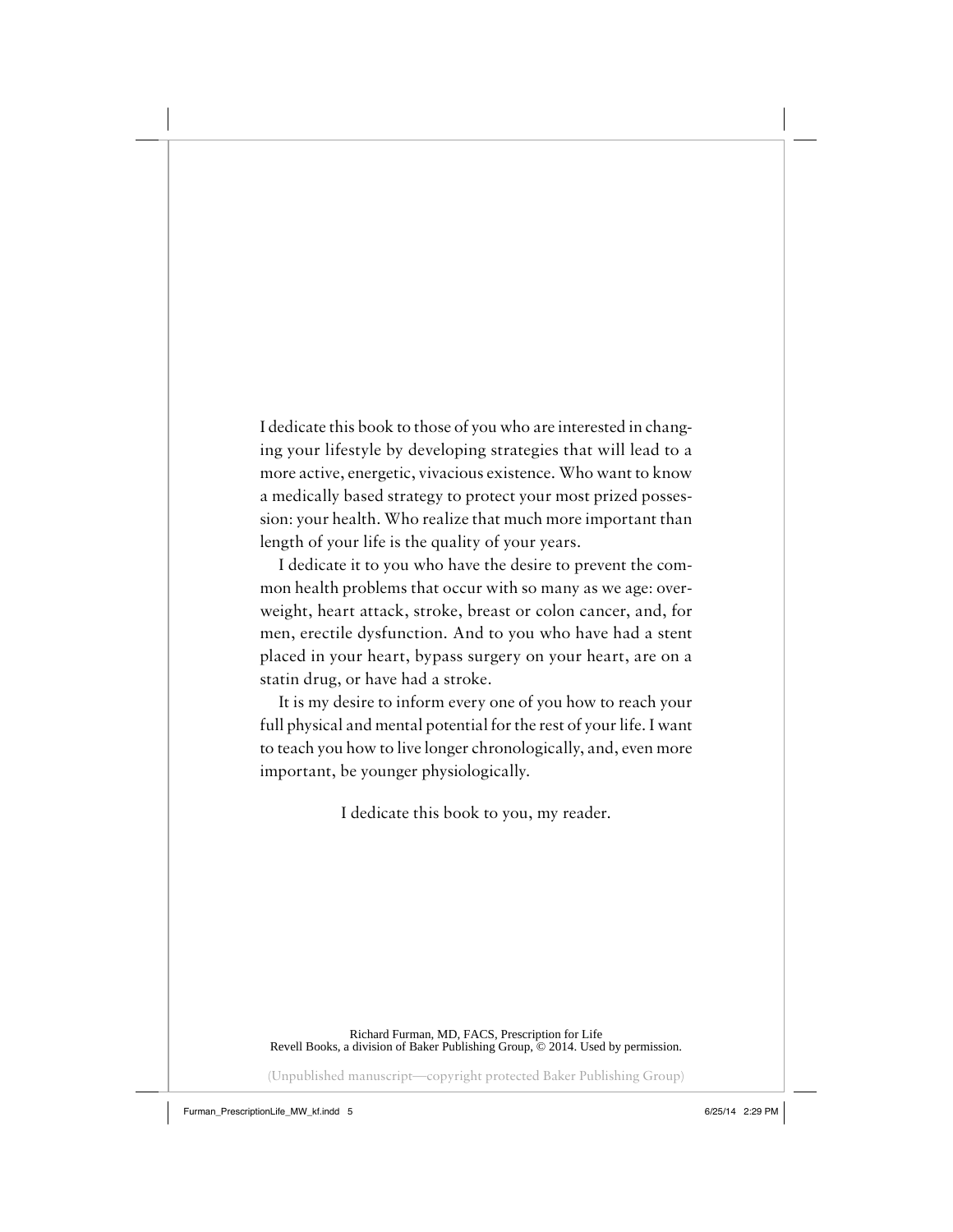I dedicate this book to those of you who are interested in changing your lifestyle by developing strategies that will lead to a more active, energetic, vivacious existence. Who want to know a medically based strategy to protect your most prized possession: your health. Who realize that much more important than length of your life is the quality of your years.

I dedicate it to you who have the desire to prevent the common health problems that occur with so many as we age: overweight, heart attack, stroke, breast or colon cancer, and, for men, erectile dysfunction. And to you who have had a stent placed in your heart, bypass surgery on your heart, are on a statin drug, or have had a stroke.

It is my desire to inform every one of you how to reach your full physical and mental potential for the rest of your life. I want to teach you how to live longer chronologically, and, even more important, be younger physiologically.

I dedicate this book to you, my reader.

Richard Furman, MD, FACS, Prescription for Life
Revell Books, a division of Baker Publishing Group, © 2014. Used by permission.

(Unpublished manuscript—copyright protected Baker Publishing Group)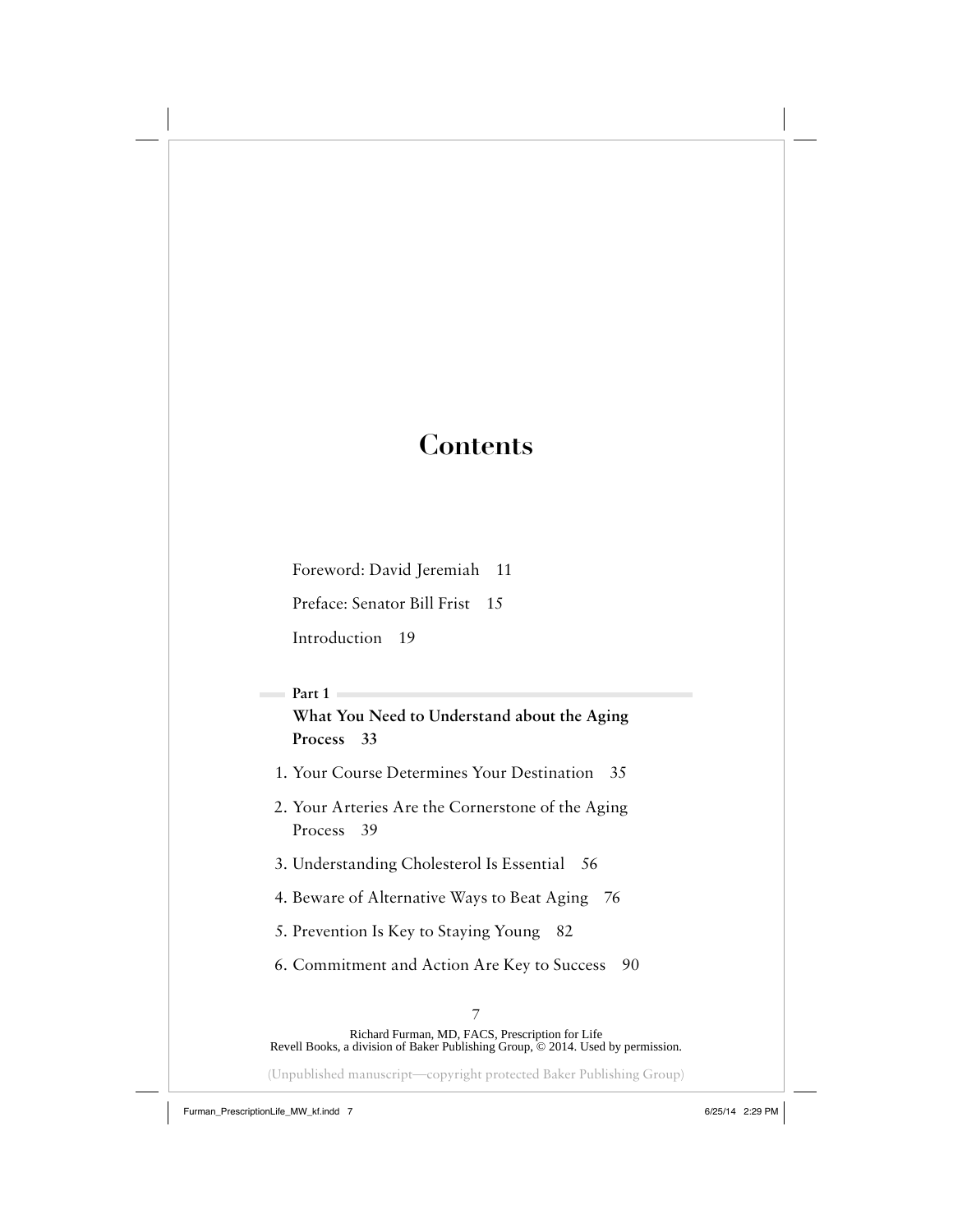# Contents

Foreword: David Jeremiah 11

Preface: Senator Bill Frist 15

Introduction 19

**Part 1**

**What You Need to Understand about the Aging Process 33**

1. Your Course Determines Your Destination 35
2. Your Arteries Are the Cornerstone of the Aging Process 39
3. Understanding Cholesterol Is Essential 56
4. Beware of Alternative Ways to Beat Aging 76
5. Prevention Is Key to Staying Young 82
6. Commitment and Action Are Key to Success 90

Richard Furman, MD, FACS, Prescription for Life
Revell Books, a division of Baker Publishing Group, © 2014. Used by permission.

(Unpublished manuscript—copyright protected Baker Publishing Group)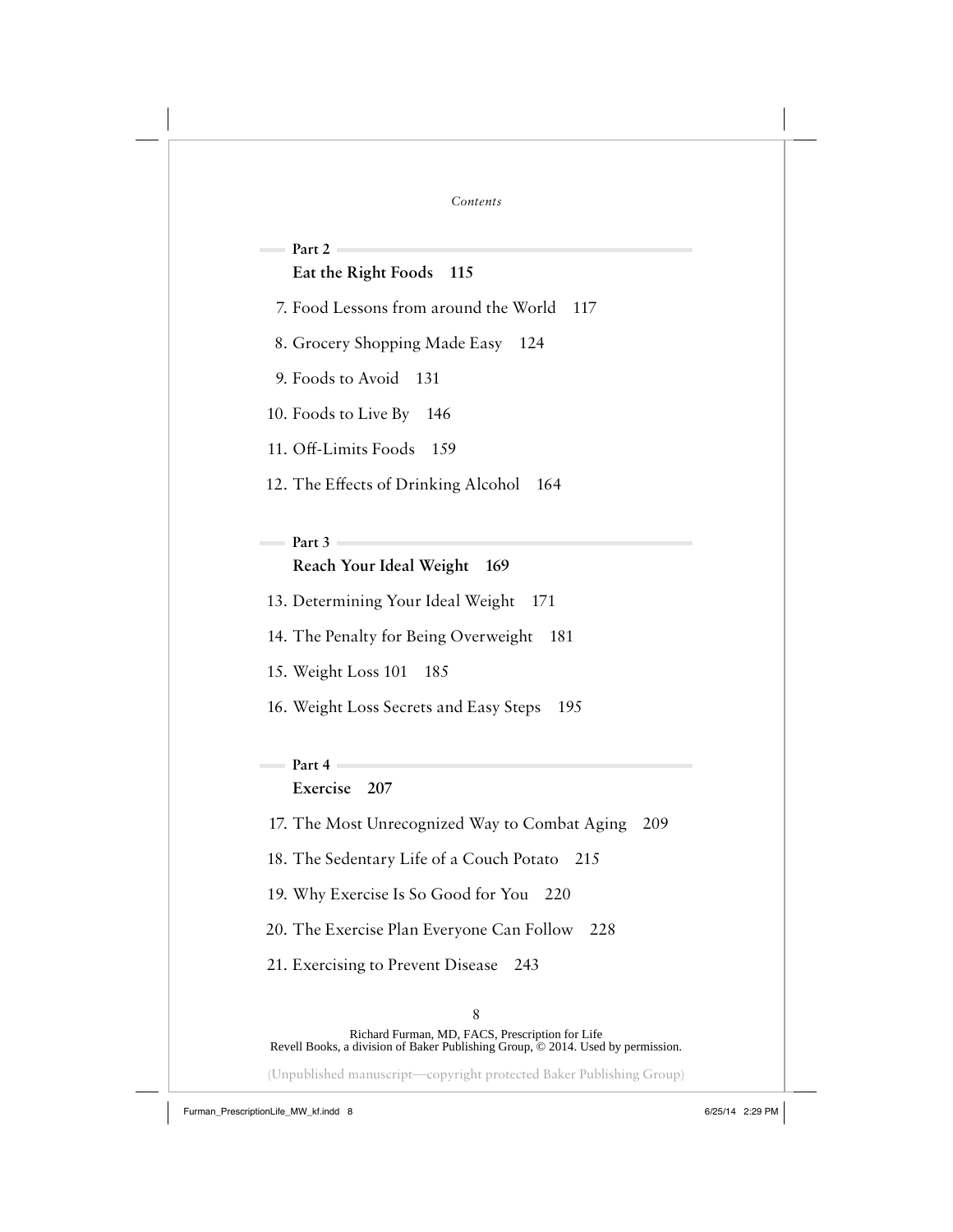## Part 2

### Eat the Right Foods 115

7. Food Lessons from around the World 117
8. Grocery Shopping Made Easy 124
9. Foods to Avoid 131
10. Foods to Live By 146
11. Off-Limits Foods 159
12. The Effects of Drinking Alcohol 164

## Part 3

### Reach Your Ideal Weight 169

13. Determining Your Ideal Weight 171
14. The Penalty for Being Overweight 181
15. Weight Loss 101 185
16. Weight Loss Secrets and Easy Steps 195

## Part 4

### Exercise 207

17. The Most Unrecognized Way to Combat Aging 209
18. The Sedentary Life of a Couch Potato 215
19. Why Exercise Is So Good for You 220
20. The Exercise Plan Everyone Can Follow 228
21. Exercising to Prevent Disease 243

Richard Furman, MD, FACS, Prescription for Life
Revell Books, a division of Baker Publishing Group, © 2014. Used by permission.

(Unpublished manuscript—copyright protected Baker Publishing Group)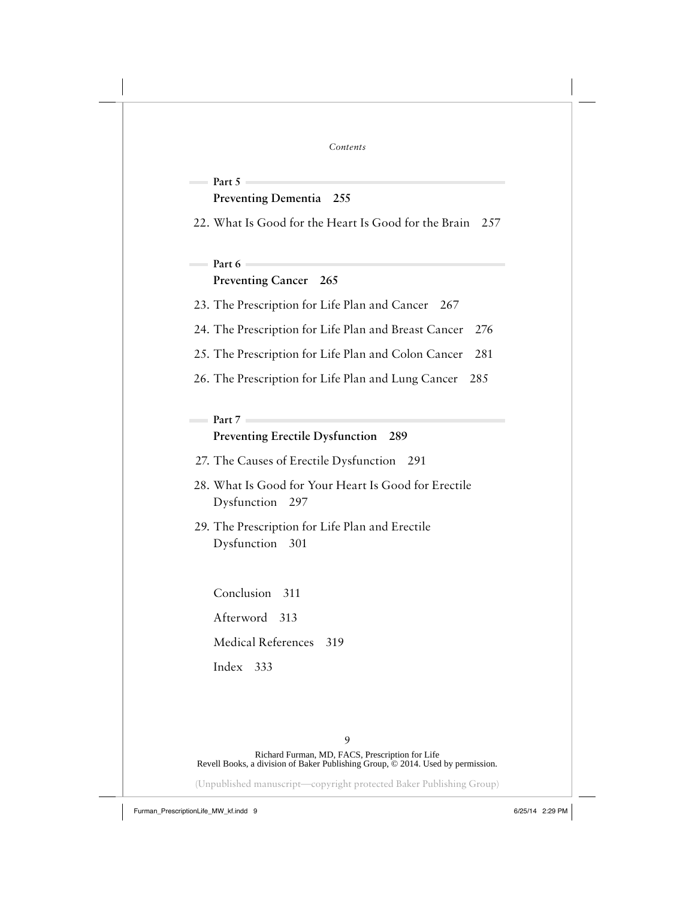## Part 5

### Preventing Dementia 255

22. What Is Good for the Heart Is Good for the Brain 257

## Part 6

### Preventing Cancer 265

23. The Prescription for Life Plan and Cancer 267
24. The Prescription for Life Plan and Breast Cancer 276
25. The Prescription for Life Plan and Colon Cancer 281
26. The Prescription for Life Plan and Lung Cancer 285

## Part 7

### Preventing Erectile Dysfunction 289

27. The Causes of Erectile Dysfunction 291
28. What Is Good for Your Heart Is Good for Erectile Dysfunction 297
29. The Prescription for Life Plan and Erectile Dysfunction 301

Conclusion 311

Afterword 313

Medical References 319

Index 333

Richard Furman, MD, FACS, Prescription for Life
Revell Books, a division of Baker Publishing Group, © 2014. Used by permission.

(Unpublished manuscript—copyright protected Baker Publishing Group)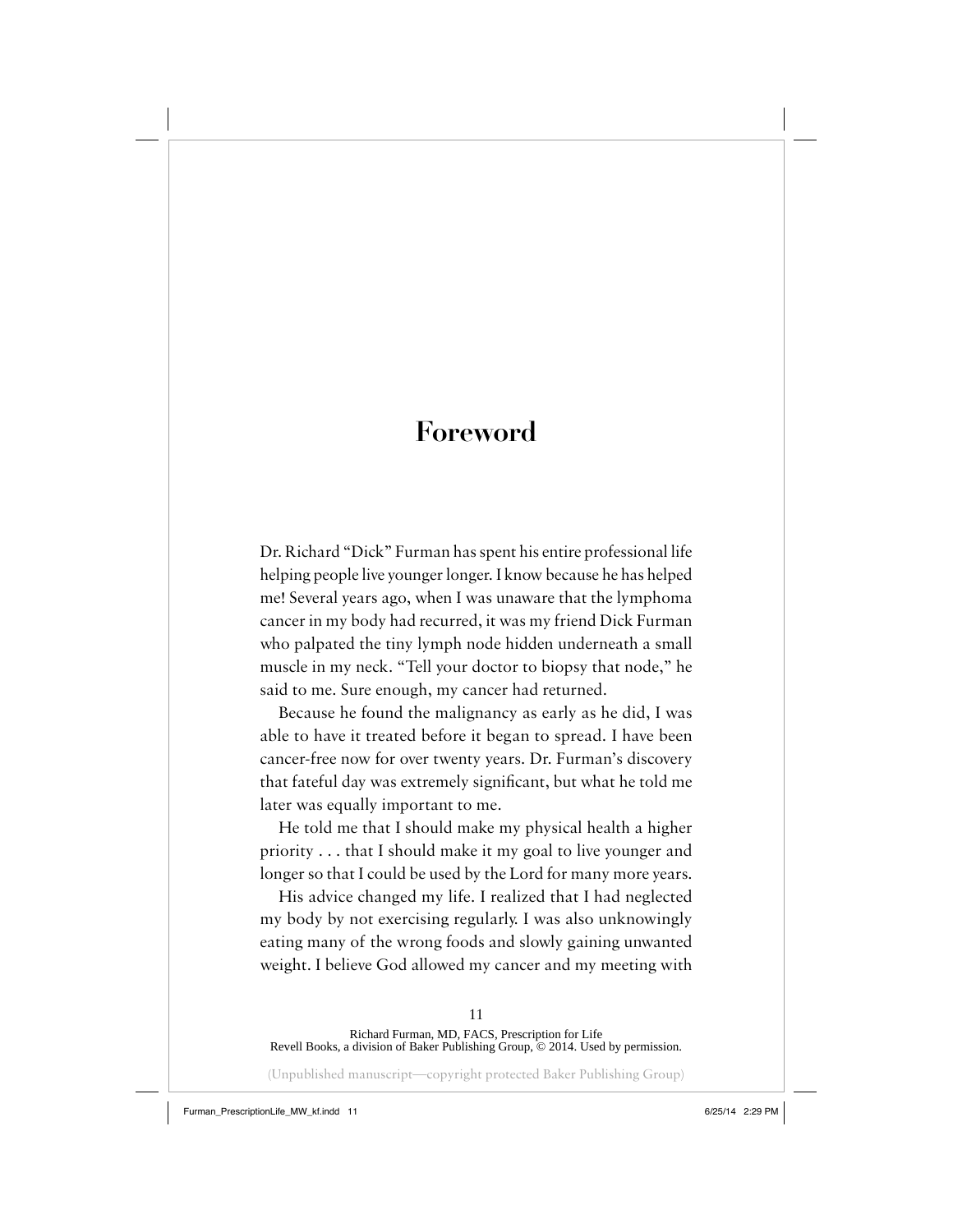# Foreword

Dr. Richard "Dick" Furman has spent his entire professional life helping people live younger longer. I know because he has helped me! Several years ago, when I was unaware that the lymphoma cancer in my body had recurred, it was my friend Dick Furman who palpated the tiny lymph node hidden underneath a small muscle in my neck. "Tell your doctor to biopsy that node," he said to me. Sure enough, my cancer had returned.

Because he found the malignancy as early as he did, I was able to have it treated before it began to spread. I have been cancer-free now for over twenty years. Dr. Furman's discovery that fateful day was extremely significant, but what he told me later was equally important to me.

He told me that I should make my physical health a higher priority . . . that I should make it my goal to live younger and longer so that I could be used by the Lord for many more years.

His advice changed my life. I realized that I had neglected my body by not exercising regularly. I was also unknowingly eating many of the wrong foods and slowly gaining unwanted weight. I believe God allowed my cancer and my meeting with

Richard Furman, MD, FACS, Prescription for Life
Revell Books, a division of Baker Publishing Group, © 2014. Used by permission.

(Unpublished manuscript—copyright protected Baker Publishing Group)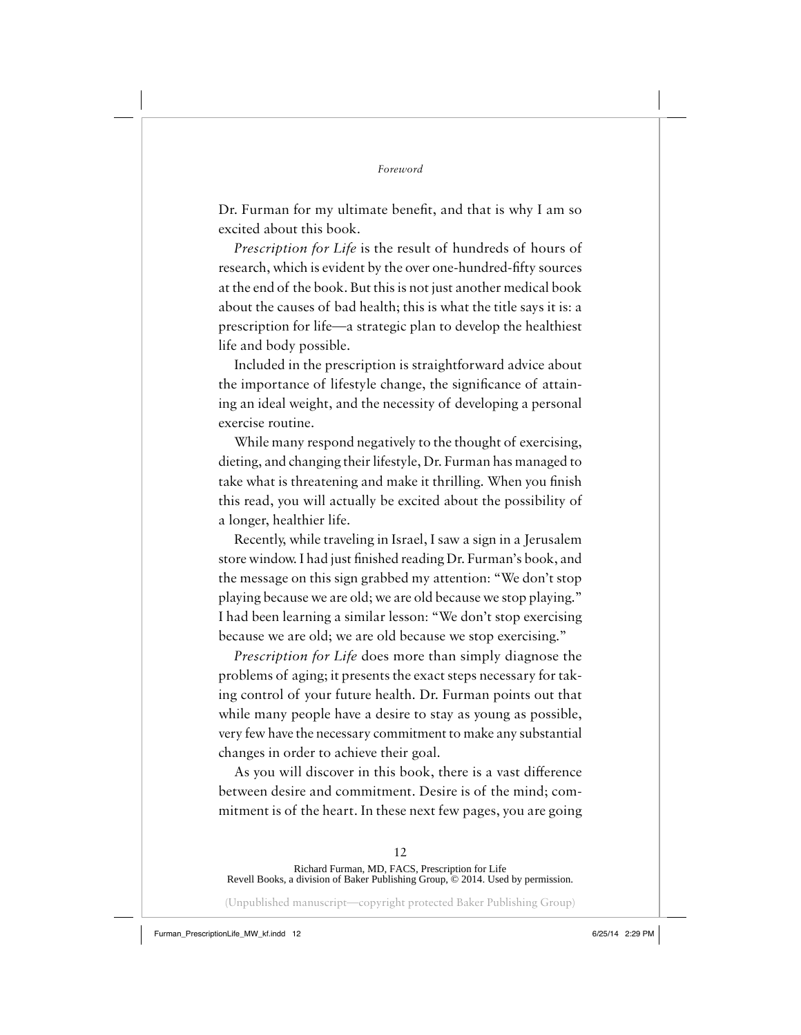Dr. Furman for my ultimate benefit, and that is why I am so excited about this book.

*Prescription for Life* is the result of hundreds of hours of research, which is evident by the over one-hundred-fifty sources at the end of the book. But this is not just another medical book about the causes of bad health; this is what the title says it is: a prescription for life—a strategic plan to develop the healthiest life and body possible.

Included in the prescription is straightforward advice about the importance of lifestyle change, the significance of attaining an ideal weight, and the necessity of developing a personal exercise routine.

While many respond negatively to the thought of exercising, dieting, and changing their lifestyle, Dr. Furman has managed to take what is threatening and make it thrilling. When you finish this read, you will actually be excited about the possibility of a longer, healthier life.

Recently, while traveling in Israel, I saw a sign in a Jerusalem store window. I had just finished reading Dr. Furman's book, and the message on this sign grabbed my attention: "We don't stop playing because we are old; we are old because we stop playing." I had been learning a similar lesson: "We don't stop exercising because we are old; we are old because we stop exercising."

*Prescription for Life* does more than simply diagnose the problems of aging; it presents the exact steps necessary for taking control of your future health. Dr. Furman points out that while many people have a desire to stay as young as possible, very few have the necessary commitment to make any substantial changes in order to achieve their goal.

As you will discover in this book, there is a vast difference between desire and commitment. Desire is of the mind; commitment is of the heart. In these next few pages, you are going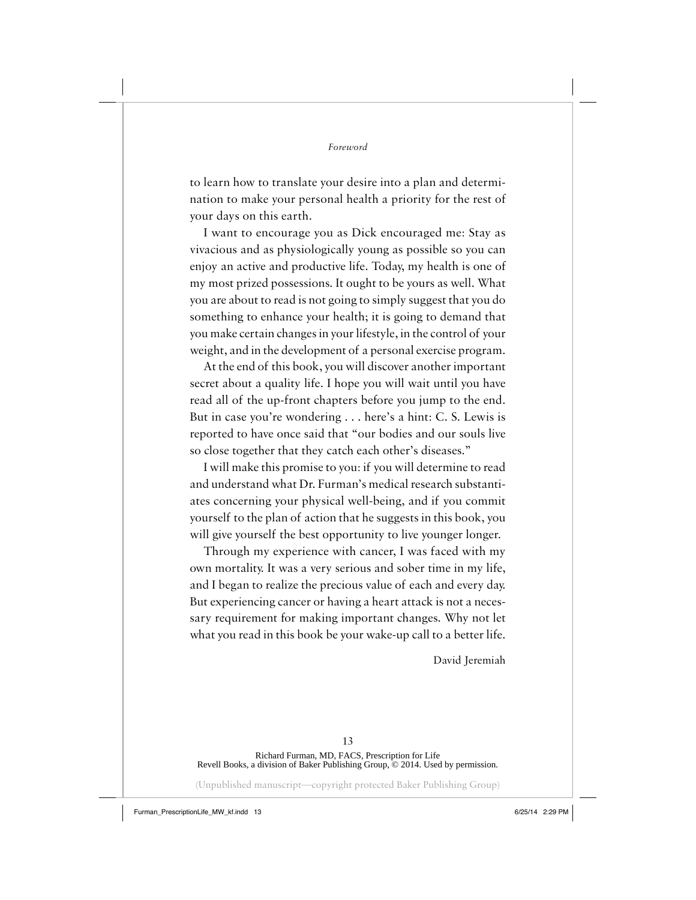to learn how to translate your desire into a plan and determination to make your personal health a priority for the rest of your days on this earth.

I want to encourage you as Dick encouraged me: Stay as vivacious and as physiologically young as possible so you can enjoy an active and productive life. Today, my health is one of my most prized possessions. It ought to be yours as well. What you are about to read is not going to simply suggest that you do something to enhance your health; it is going to demand that you make certain changes in your lifestyle, in the control of your weight, and in the development of a personal exercise program.

At the end of this book, you will discover another important secret about a quality life. I hope you will wait until you have read all of the up-front chapters before you jump to the end. But in case you're wondering . . . here's a hint: C. S. Lewis is reported to have once said that "our bodies and our souls live so close together that they catch each other's diseases."

I will make this promise to you: if you will determine to read and understand what Dr. Furman's medical research substantiates concerning your physical well-being, and if you commit yourself to the plan of action that he suggests in this book, you will give yourself the best opportunity to live younger longer.

Through my experience with cancer, I was faced with my own mortality. It was a very serious and sober time in my life, and I began to realize the precious value of each and every day. But experiencing cancer or having a heart attack is not a necessary requirement for making important changes. Why not let what you read in this book be your wake-up call to a better life.

David Jeremiah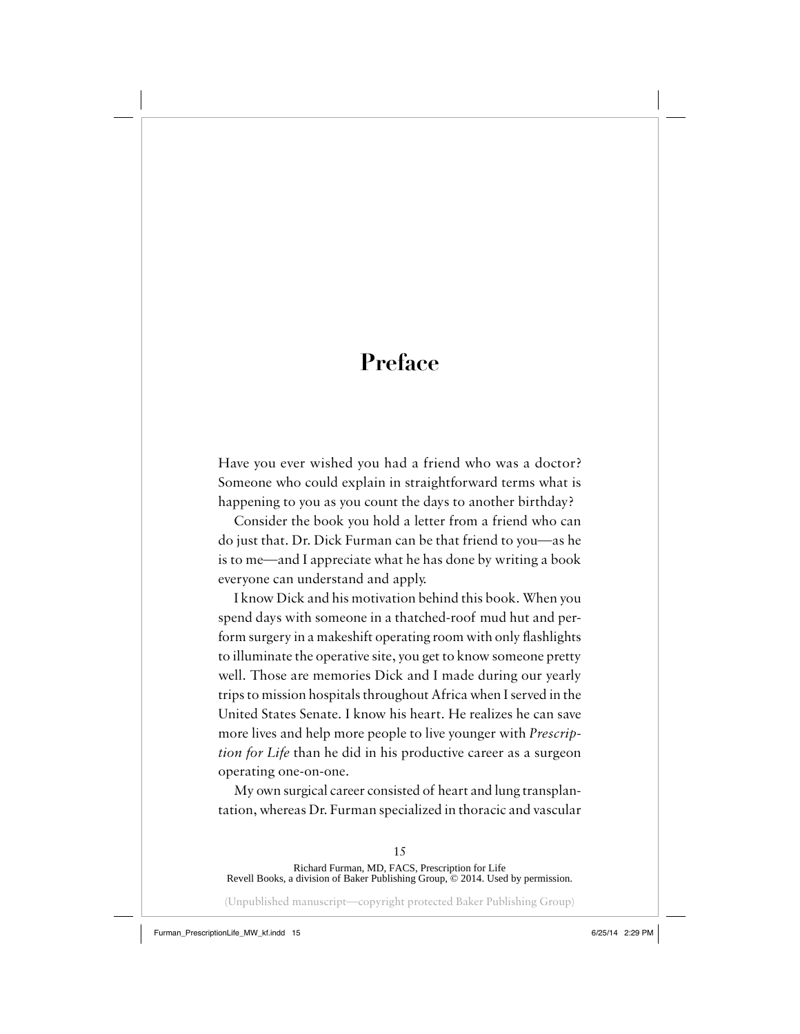# Preface

Have you ever wished you had a friend who was a doctor? Someone who could explain in straightforward terms what is happening to you as you count the days to another birthday?

Consider the book you hold a letter from a friend who can do just that. Dr. Dick Furman can be that friend to you—as he is to me—and I appreciate what he has done by writing a book everyone can understand and apply.

I know Dick and his motivation behind this book. When you spend days with someone in a thatched-roof mud hut and perform surgery in a makeshift operating room with only flashlights to illuminate the operative site, you get to know someone pretty well. Those are memories Dick and I made during our yearly trips to mission hospitals throughout Africa when I served in the United States Senate. I know his heart. He realizes he can save more lives and help more people to live younger with *Prescription for Life* than he did in his productive career as a surgeon operating one-on-one.

My own surgical career consisted of heart and lung transplantation, whereas Dr. Furman specialized in thoracic and vascular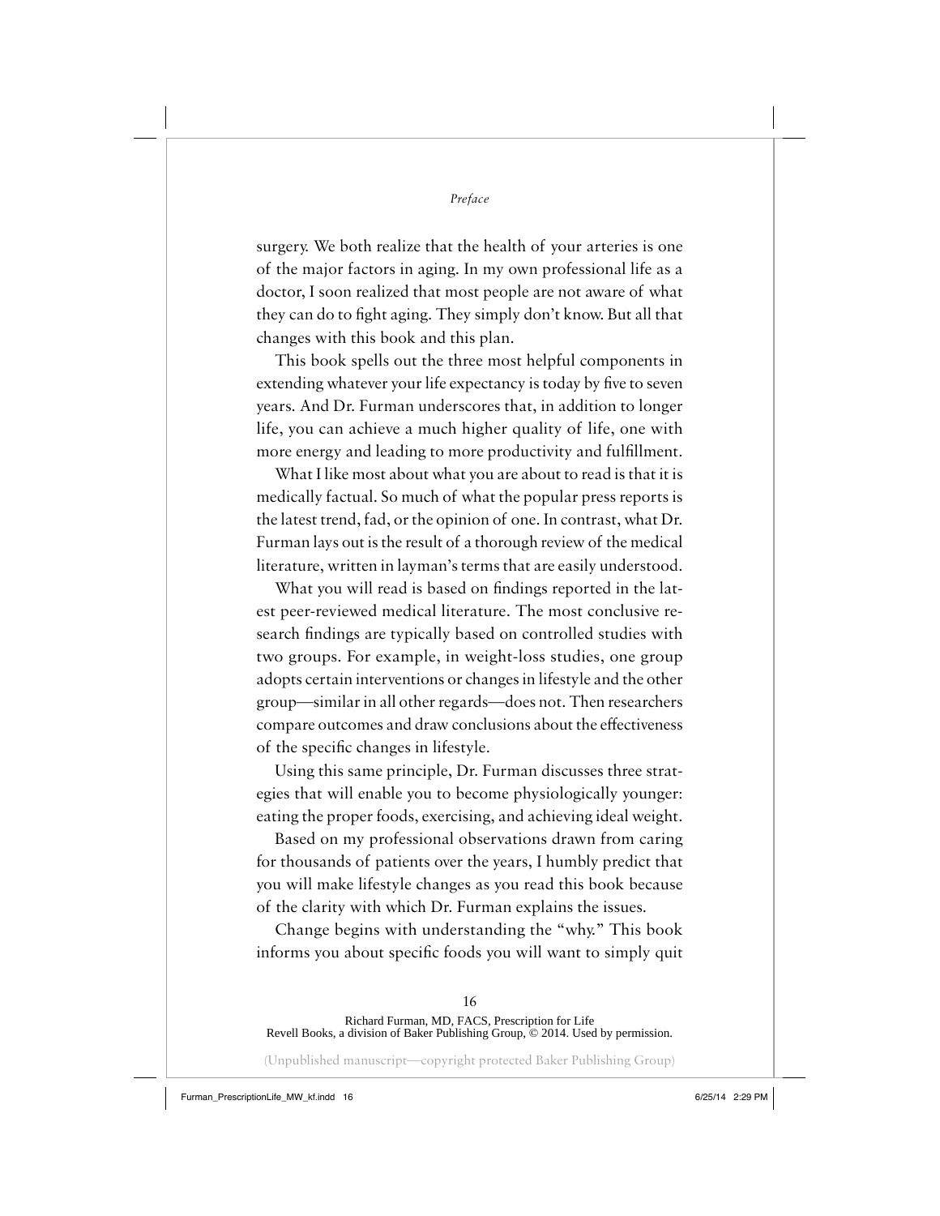surgery. We both realize that the health of your arteries is one of the major factors in aging. In my own professional life as a doctor, I soon realized that most people are not aware of what they can do to fight aging. They simply don't know. But all that changes with this book and this plan.

This book spells out the three most helpful components in extending whatever your life expectancy is today by five to seven years. And Dr. Furman underscores that, in addition to longer life, you can achieve a much higher quality of life, one with more energy and leading to more productivity and fulfillment.

What I like most about what you are about to read is that it is medically factual. So much of what the popular press reports is the latest trend, fad, or the opinion of one. In contrast, what Dr. Furman lays out is the result of a thorough review of the medical literature, written in layman's terms that are easily understood.

What you will read is based on findings reported in the latest peer-reviewed medical literature. The most conclusive research findings are typically based on controlled studies with two groups. For example, in weight-loss studies, one group adopts certain interventions or changes in lifestyle and the other group—similar in all other regards—does not. Then researchers compare outcomes and draw conclusions about the effectiveness of the specific changes in lifestyle.

Using this same principle, Dr. Furman discusses three strategies that will enable you to become physiologically younger: eating the proper foods, exercising, and achieving ideal weight.

Based on my professional observations drawn from caring for thousands of patients over the years, I humbly predict that you will make lifestyle changes as you read this book because of the clarity with which Dr. Furman explains the issues.

Change begins with understanding the "why." This book informs you about specific foods you will want to simply quit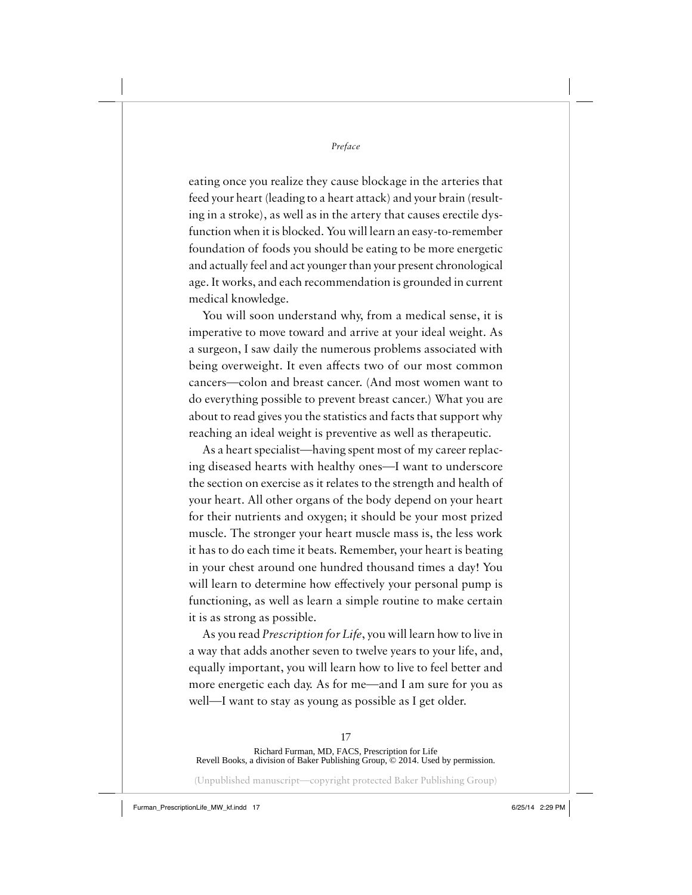eating once you realize they cause blockage in the arteries that feed your heart (leading to a heart attack) and your brain (resulting in a stroke), as well as in the artery that causes erectile dysfunction when it is blocked. You will learn an easy-to-remember foundation of foods you should be eating to be more energetic and actually feel and act younger than your present chronological age. It works, and each recommendation is grounded in current medical knowledge.

You will soon understand why, from a medical sense, it is imperative to move toward and arrive at your ideal weight. As a surgeon, I saw daily the numerous problems associated with being overweight. It even affects two of our most common cancers—colon and breast cancer. (And most women want to do everything possible to prevent breast cancer.) What you are about to read gives you the statistics and facts that support why reaching an ideal weight is preventive as well as therapeutic.

As a heart specialist—having spent most of my career replacing diseased hearts with healthy ones—I want to underscore the section on exercise as it relates to the strength and health of your heart. All other organs of the body depend on your heart for their nutrients and oxygen; it should be your most prized muscle. The stronger your heart muscle mass is, the less work it has to do each time it beats. Remember, your heart is beating in your chest around one hundred thousand times a day! You will learn to determine how effectively your personal pump is functioning, as well as learn a simple routine to make certain it is as strong as possible.

As you read *Prescription for Life*, you will learn how to live in a way that adds another seven to twelve years to your life, and, equally important, you will learn how to live to feel better and more energetic each day. As for me—and I am sure for you as well—I want to stay as young as possible as I get older.

Richard Furman, MD, FACS, Prescription for Life
Revell Books, a division of Baker Publishing Group, © 2014. Used by permission.

(Unpublished manuscript—copyright protected Baker Publishing Group)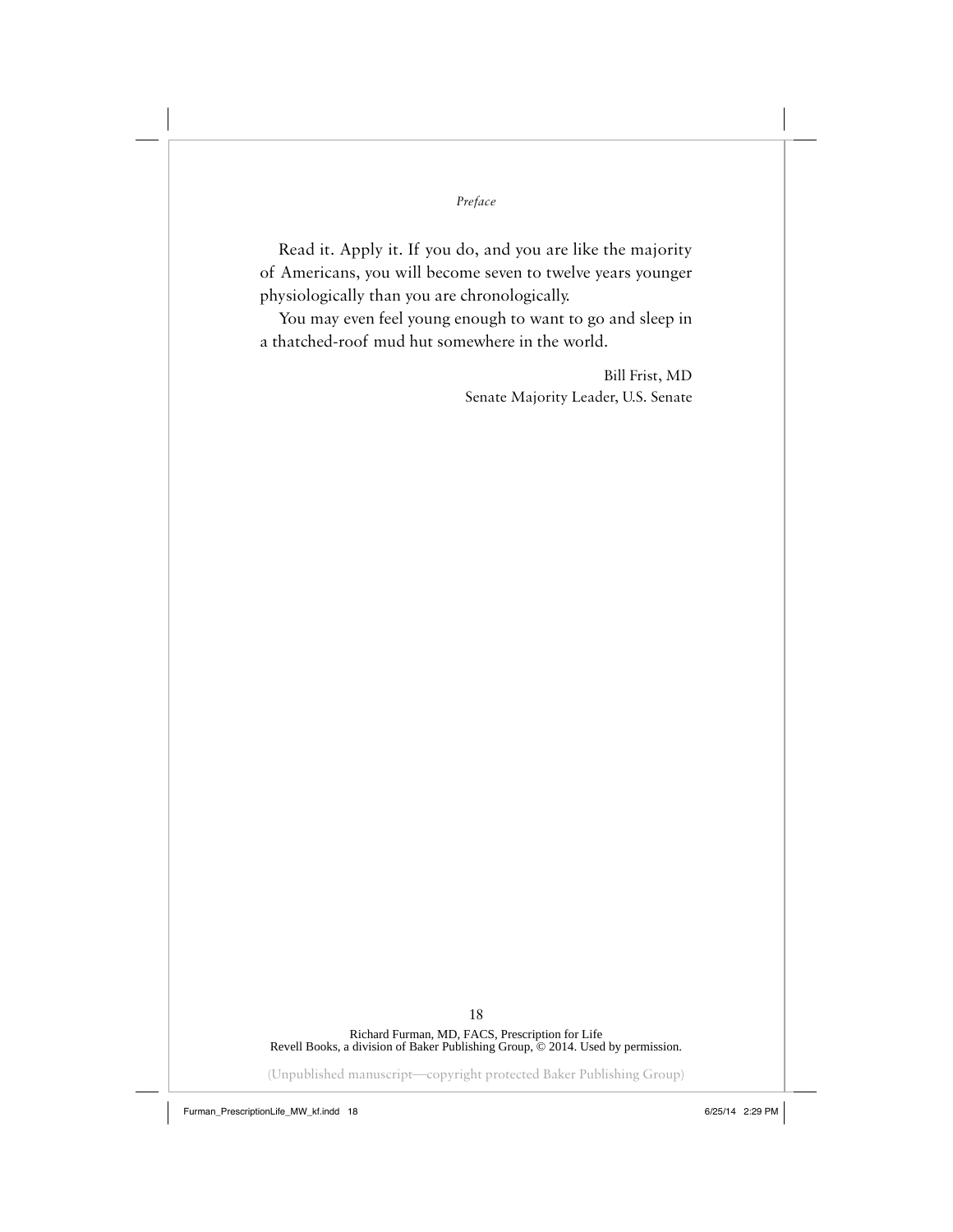Read it. Apply it. If you do, and you are like the majority of Americans, you will become seven to twelve years younger physiologically than you are chronologically.

You may even feel young enough to want to go and sleep in a thatched-roof mud hut somewhere in the world.

Bill Frist, MD
Senate Majority Leader, U.S. Senate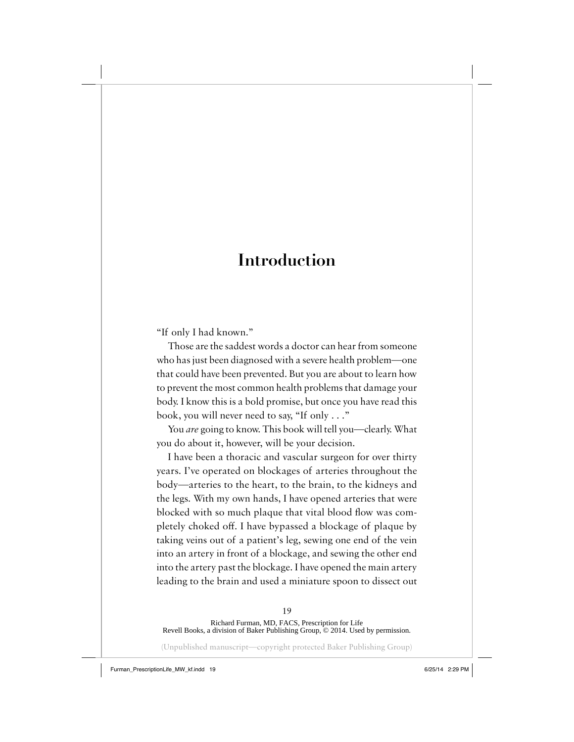# Introduction

"If only I had known."

Those are the saddest words a doctor can hear from someone who has just been diagnosed with a severe health problem—one that could have been prevented. But you are about to learn how to prevent the most common health problems that damage your body. I know this is a bold promise, but once you have read this book, you will never need to say, "If only . . ."

You *are* going to know. This book will tell you—clearly. What you do about it, however, will be your decision.

I have been a thoracic and vascular surgeon for over thirty years. I've operated on blockages of arteries throughout the body—arteries to the heart, to the brain, to the kidneys and the legs. With my own hands, I have opened arteries that were blocked with so much plaque that vital blood flow was completely choked off. I have bypassed a blockage of plaque by taking veins out of a patient's leg, sewing one end of the vein into an artery in front of a blockage, and sewing the other end into the artery past the blockage. I have opened the main artery leading to the brain and used a miniature spoon to dissect out

Richard Furman, MD, FACS, Prescription for Life
Revell Books, a division of Baker Publishing Group, © 2014. Used by permission.

(Unpublished manuscript—copyright protected Baker Publishing Group)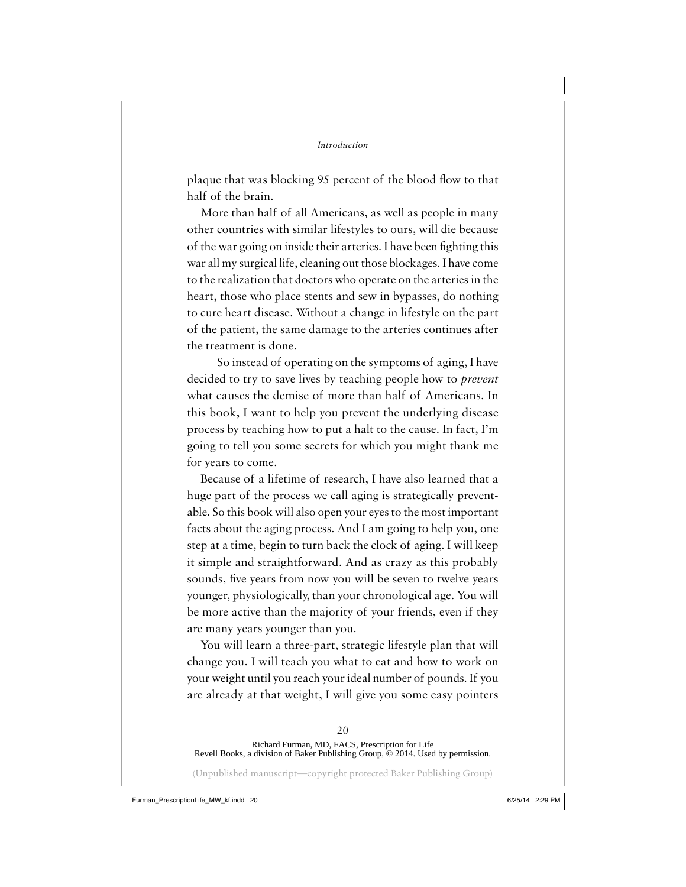plaque that was blocking 95 percent of the blood flow to that half of the brain.

More than half of all Americans, as well as people in many other countries with similar lifestyles to ours, will die because of the war going on inside their arteries. I have been fighting this war all my surgical life, cleaning out those blockages. I have come to the realization that doctors who operate on the arteries in the heart, those who place stents and sew in bypasses, do nothing to cure heart disease. Without a change in lifestyle on the part of the patient, the same damage to the arteries continues after the treatment is done.

So instead of operating on the symptoms of aging, I have decided to try to save lives by teaching people how to *prevent* what causes the demise of more than half of Americans. In this book, I want to help you prevent the underlying disease process by teaching how to put a halt to the cause. In fact, I'm going to tell you some secrets for which you might thank me for years to come.

Because of a lifetime of research, I have also learned that a huge part of the process we call aging is strategically preventable. So this book will also open your eyes to the most important facts about the aging process. And I am going to help you, one step at a time, begin to turn back the clock of aging. I will keep it simple and straightforward. And as crazy as this probably sounds, five years from now you will be seven to twelve years younger, physiologically, than your chronological age. You will be more active than the majority of your friends, even if they are many years younger than you.

You will learn a three-part, strategic lifestyle plan that will change you. I will teach you what to eat and how to work on your weight until you reach your ideal number of pounds. If you are already at that weight, I will give you some easy pointers

Richard Furman, MD, FACS, Prescription for Life
Revell Books, a division of Baker Publishing Group, © 2014. Used by permission.

(Unpublished manuscript—copyright protected Baker Publishing Group)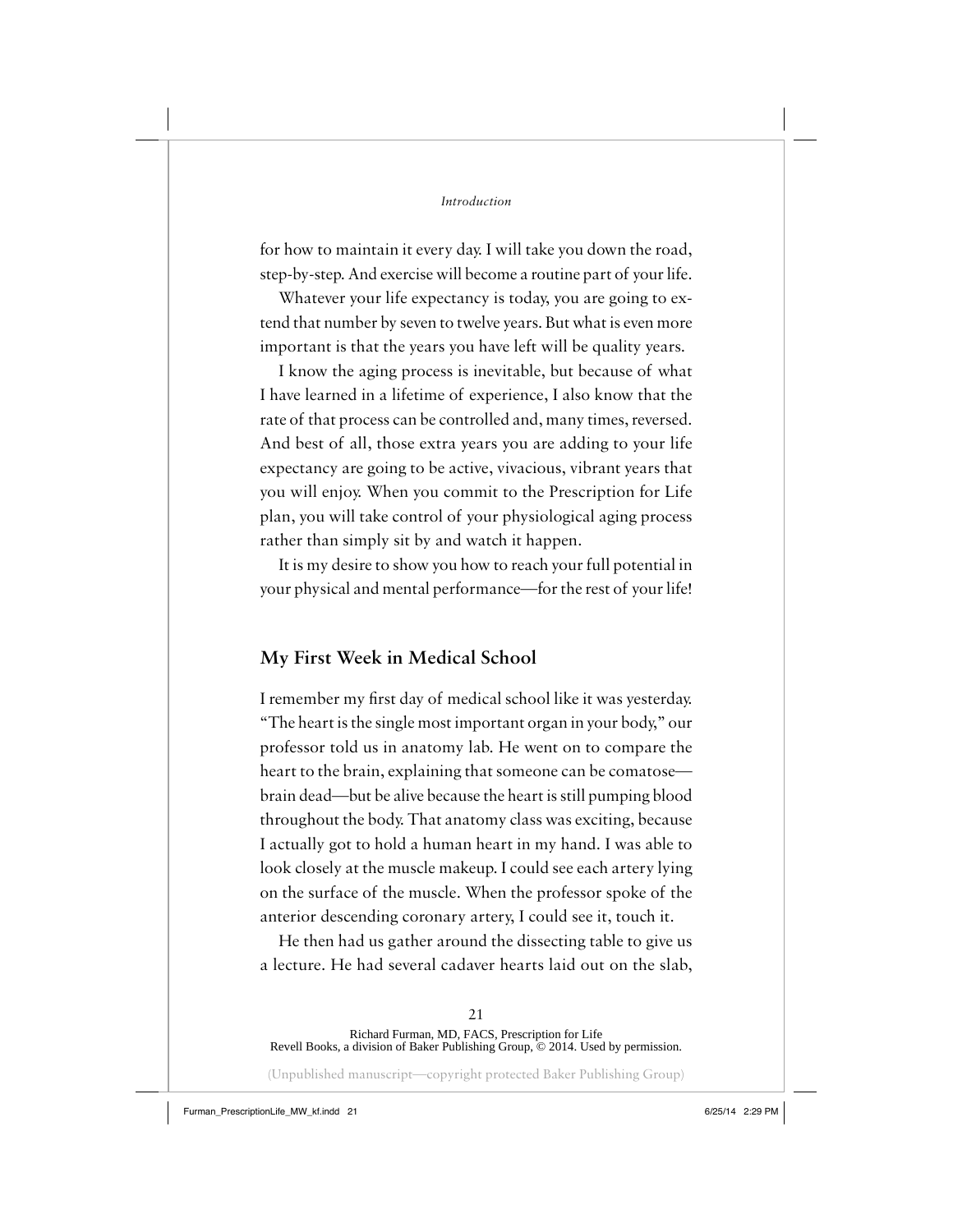for how to maintain it every day. I will take you down the road, step-by-step. And exercise will become a routine part of your life.

Whatever your life expectancy is today, you are going to extend that number by seven to twelve years. But what is even more important is that the years you have left will be quality years.

I know the aging process is inevitable, but because of what I have learned in a lifetime of experience, I also know that the rate of that process can be controlled and, many times, reversed. And best of all, those extra years you are adding to your life expectancy are going to be active, vivacious, vibrant years that you will enjoy. When you commit to the Prescription for Life plan, you will take control of your physiological aging process rather than simply sit by and watch it happen.

It is my desire to show you how to reach your full potential in your physical and mental performance—for the rest of your life!

## My First Week in Medical School

I remember my first day of medical school like it was yesterday. "The heart is the single most important organ in your body," our professor told us in anatomy lab. He went on to compare the heart to the brain, explaining that someone can be comatose—brain dead—but be alive because the heart is still pumping blood throughout the body. That anatomy class was exciting, because I actually got to hold a human heart in my hand. I was able to look closely at the muscle makeup. I could see each artery lying on the surface of the muscle. When the professor spoke of the anterior descending coronary artery, I could see it, touch it.

He then had us gather around the dissecting table to give us a lecture. He had several cadaver hearts laid out on the slab,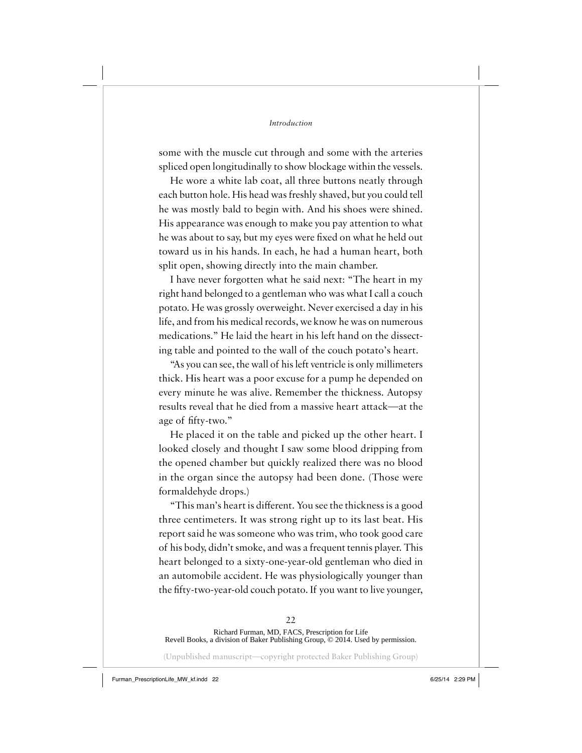some with the muscle cut through and some with the arteries spliced open longitudinally to show blockage within the vessels.

He wore a white lab coat, all three buttons neatly through each button hole. His head was freshly shaved, but you could tell he was mostly bald to begin with. And his shoes were shined. His appearance was enough to make you pay attention to what he was about to say, but my eyes were fixed on what he held out toward us in his hands. In each, he had a human heart, both split open, showing directly into the main chamber.

I have never forgotten what he said next: "The heart in my right hand belonged to a gentleman who was what I call a couch potato. He was grossly overweight. Never exercised a day in his life, and from his medical records, we know he was on numerous medications." He laid the heart in his left hand on the dissecting table and pointed to the wall of the couch potato's heart.

"As you can see, the wall of his left ventricle is only millimeters thick. His heart was a poor excuse for a pump he depended on every minute he was alive. Remember the thickness. Autopsy results reveal that he died from a massive heart attack—at the age of fifty-two."

He placed it on the table and picked up the other heart. I looked closely and thought I saw some blood dripping from the opened chamber but quickly realized there was no blood in the organ since the autopsy had been done. (Those were formaldehyde drops.)

"This man's heart is different. You see the thickness is a good three centimeters. It was strong right up to its last beat. His report said he was someone who was trim, who took good care of his body, didn't smoke, and was a frequent tennis player. This heart belonged to a sixty-one-year-old gentleman who died in an automobile accident. He was physiologically younger than the fifty-two-year-old couch potato. If you want to live younger,

Richard Furman, MD, FACS, Prescription for Life
Revell Books, a division of Baker Publishing Group, © 2014. Used by permission.

(Unpublished manuscript—copyright protected Baker Publishing Group)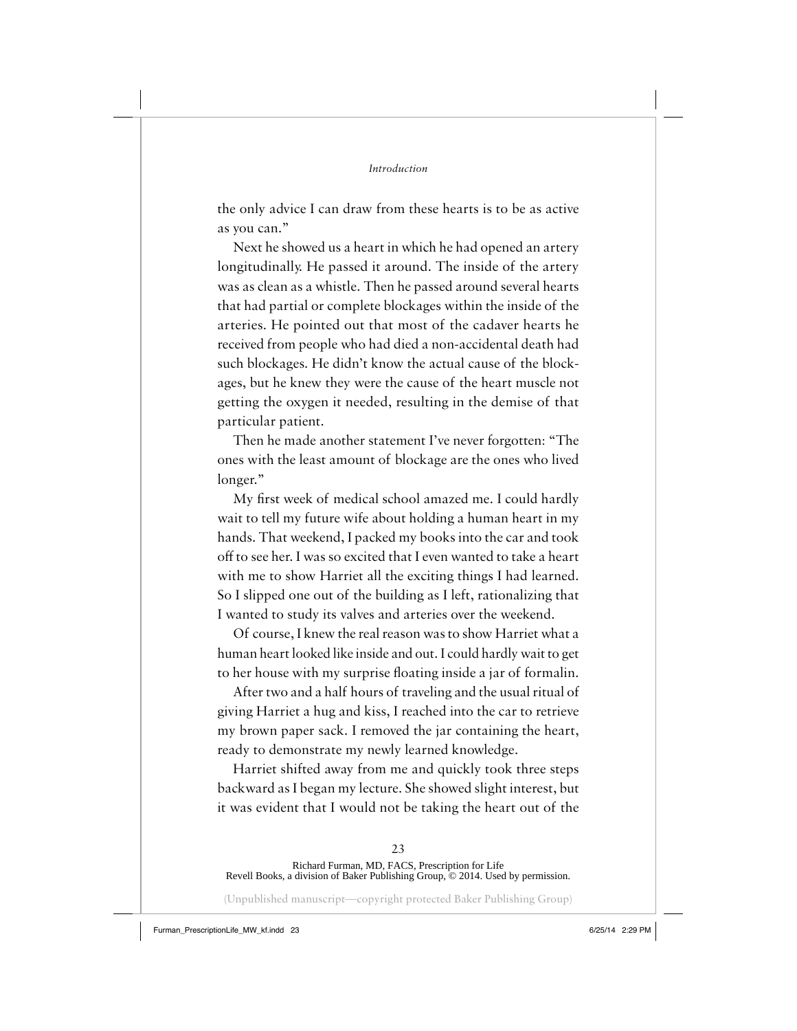the only advice I can draw from these hearts is to be as active as you can."

Next he showed us a heart in which he had opened an artery longitudinally. He passed it around. The inside of the artery was as clean as a whistle. Then he passed around several hearts that had partial or complete blockages within the inside of the arteries. He pointed out that most of the cadaver hearts he received from people who had died a non-accidental death had such blockages. He didn't know the actual cause of the blockages, but he knew they were the cause of the heart muscle not getting the oxygen it needed, resulting in the demise of that particular patient.

Then he made another statement I've never forgotten: "The ones with the least amount of blockage are the ones who lived longer."

My first week of medical school amazed me. I could hardly wait to tell my future wife about holding a human heart in my hands. That weekend, I packed my books into the car and took off to see her. I was so excited that I even wanted to take a heart with me to show Harriet all the exciting things I had learned. So I slipped one out of the building as I left, rationalizing that I wanted to study its valves and arteries over the weekend.

Of course, I knew the real reason was to show Harriet what a human heart looked like inside and out. I could hardly wait to get to her house with my surprise floating inside a jar of formalin.

After two and a half hours of traveling and the usual ritual of giving Harriet a hug and kiss, I reached into the car to retrieve my brown paper sack. I removed the jar containing the heart, ready to demonstrate my newly learned knowledge.

Harriet shifted away from me and quickly took three steps backward as I began my lecture. She showed slight interest, but it was evident that I would not be taking the heart out of the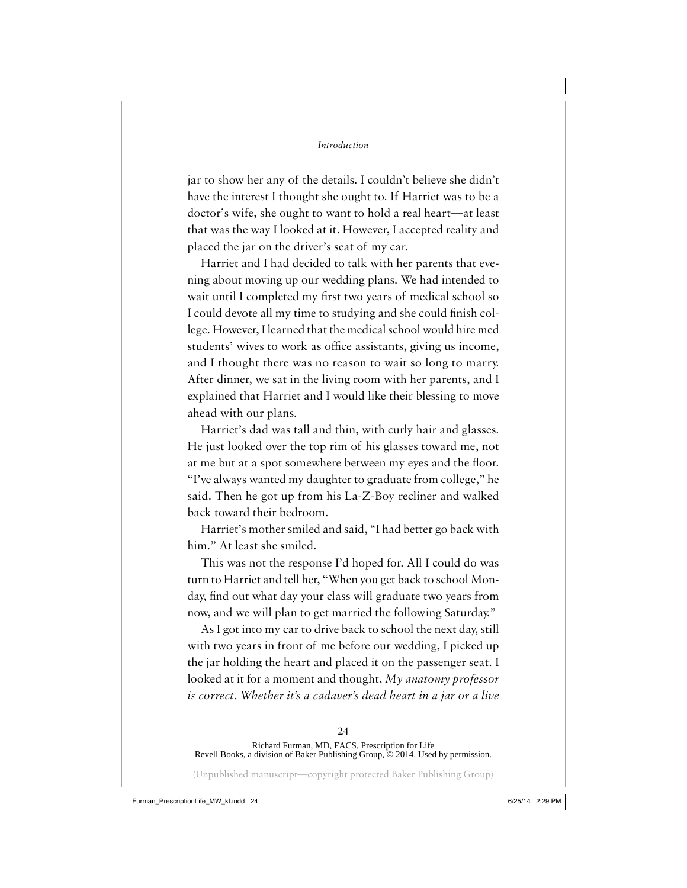jar to show her any of the details. I couldn't believe she didn't have the interest I thought she ought to. If Harriet was to be a doctor's wife, she ought to want to hold a real heart—at least that was the way I looked at it. However, I accepted reality and placed the jar on the driver's seat of my car.

Harriet and I had decided to talk with her parents that evening about moving up our wedding plans. We had intended to wait until I completed my first two years of medical school so I could devote all my time to studying and she could finish college. However, I learned that the medical school would hire med students' wives to work as office assistants, giving us income, and I thought there was no reason to wait so long to marry. After dinner, we sat in the living room with her parents, and I explained that Harriet and I would like their blessing to move ahead with our plans.

Harriet's dad was tall and thin, with curly hair and glasses. He just looked over the top rim of his glasses toward me, not at me but at a spot somewhere between my eyes and the floor. "I've always wanted my daughter to graduate from college," he said. Then he got up from his La-Z-Boy recliner and walked back toward their bedroom.

Harriet's mother smiled and said, "I had better go back with him." At least she smiled.

This was not the response I'd hoped for. All I could do was turn to Harriet and tell her, "When you get back to school Monday, find out what day your class will graduate two years from now, and we will plan to get married the following Saturday."

As I got into my car to drive back to school the next day, still with two years in front of me before our wedding, I picked up the jar holding the heart and placed it on the passenger seat. I looked at it for a moment and thought, *My anatomy professor is correct. Whether it's a cadaver's dead heart in a jar or a live*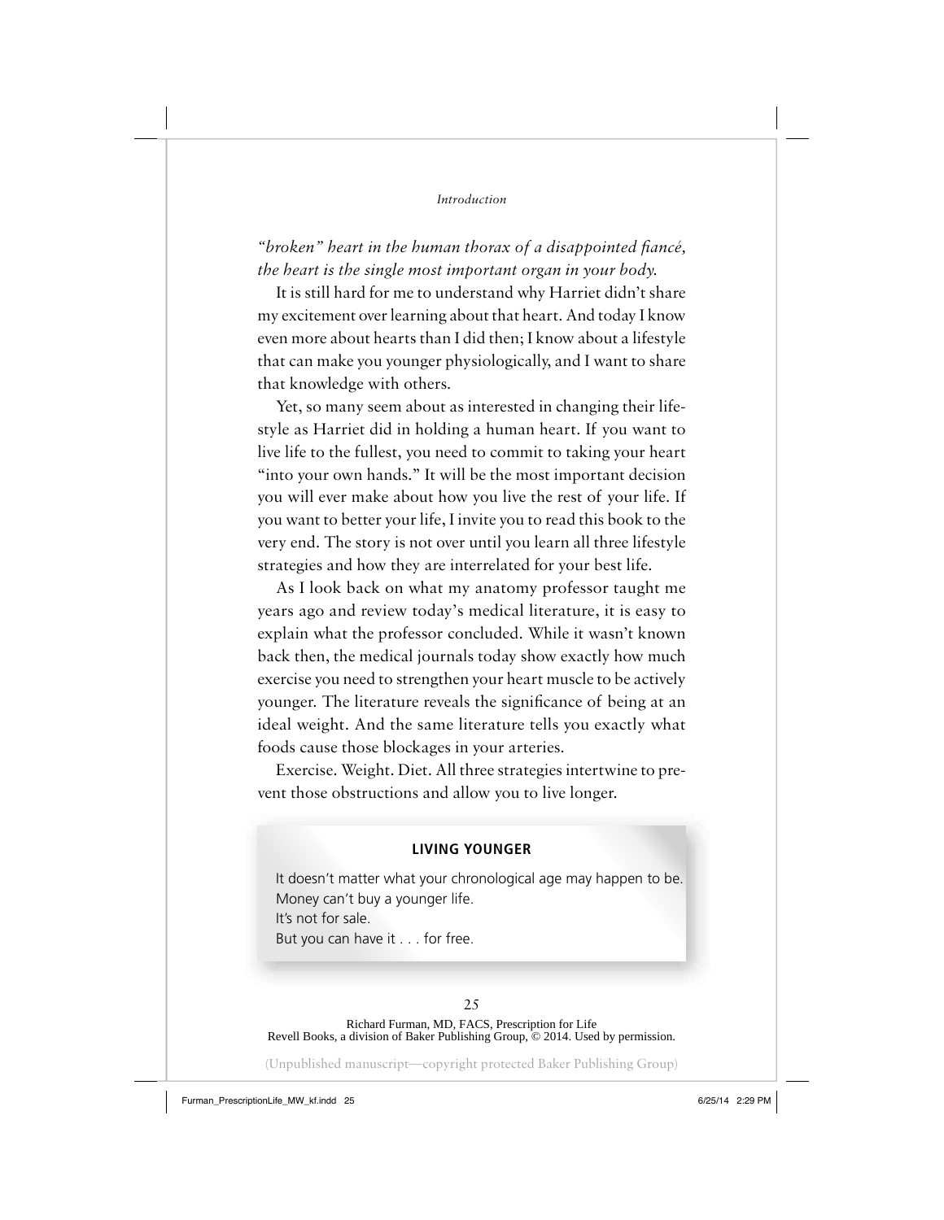*"broken" heart in the human thorax of a disappointed fiancé, the heart is the single most important organ in your body.*

It is still hard for me to understand why Harriet didn't share my excitement over learning about that heart. And today I know even more about hearts than I did then; I know about a lifestyle that can make you younger physiologically, and I want to share that knowledge with others.

Yet, so many seem about as interested in changing their lifestyle as Harriet did in holding a human heart. If you want to live life to the fullest, you need to commit to taking your heart "into your own hands." It will be the most important decision you will ever make about how you live the rest of your life. If you want to better your life, I invite you to read this book to the very end. The story is not over until you learn all three lifestyle strategies and how they are interrelated for your best life.

As I look back on what my anatomy professor taught me years ago and review today's medical literature, it is easy to explain what the professor concluded. While it wasn't known back then, the medical journals today show exactly how much exercise you need to strengthen your heart muscle to be actively younger. The literature reveals the significance of being at an ideal weight. And the same literature tells you exactly what foods cause those blockages in your arteries.

Exercise. Weight. Diet. All three strategies intertwine to prevent those obstructions and allow you to live longer.

**LIVING YOUNGER**

It doesn't matter what your chronological age may happen to be.
Money can't buy a younger life.
It's not for sale.
But you can have it . . . for free.

Richard Furman, MD, FACS, Prescription for Life
Revell Books, a division of Baker Publishing Group, © 2014. Used by permission.

(Unpublished manuscript—copyright protected Baker Publishing Group)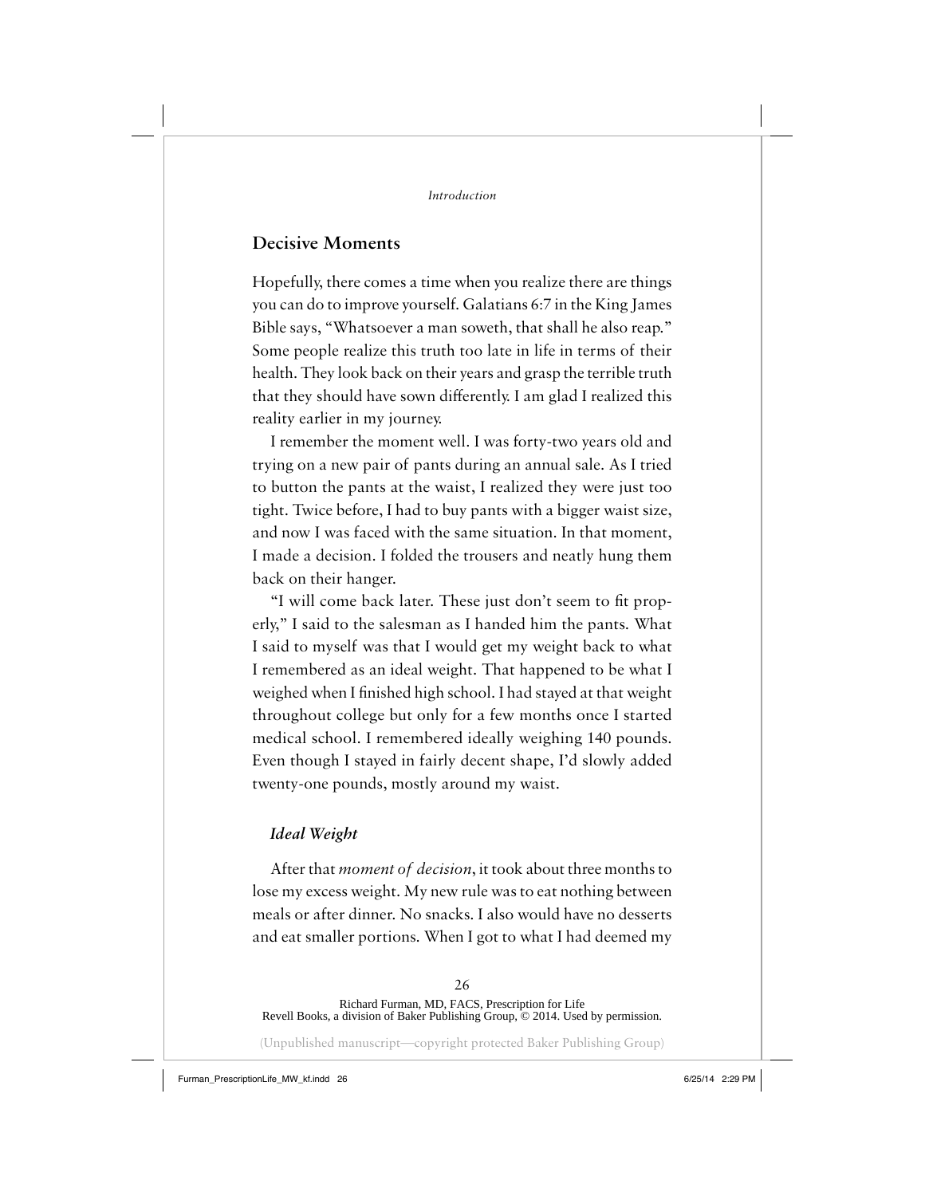## Decisive Moments

Hopefully, there comes a time when you realize there are things you can do to improve yourself. Galatians 6:7 in the King James Bible says, "Whatsoever a man soweth, that shall he also reap." Some people realize this truth too late in life in terms of their health. They look back on their years and grasp the terrible truth that they should have sown differently. I am glad I realized this reality earlier in my journey.

I remember the moment well. I was forty-two years old and trying on a new pair of pants during an annual sale. As I tried to button the pants at the waist, I realized they were just too tight. Twice before, I had to buy pants with a bigger waist size, and now I was faced with the same situation. In that moment, I made a decision. I folded the trousers and neatly hung them back on their hanger.

"I will come back later. These just don't seem to fit properly," I said to the salesman as I handed him the pants. What I said to myself was that I would get my weight back to what I remembered as an ideal weight. That happened to be what I weighed when I finished high school. I had stayed at that weight throughout college but only for a few months once I started medical school. I remembered ideally weighing 140 pounds. Even though I stayed in fairly decent shape, I'd slowly added twenty-one pounds, mostly around my waist.

### *Ideal Weight*

After that *moment of decision*, it took about three months to lose my excess weight. My new rule was to eat nothing between meals or after dinner. No snacks. I also would have no desserts and eat smaller portions. When I got to what I had deemed my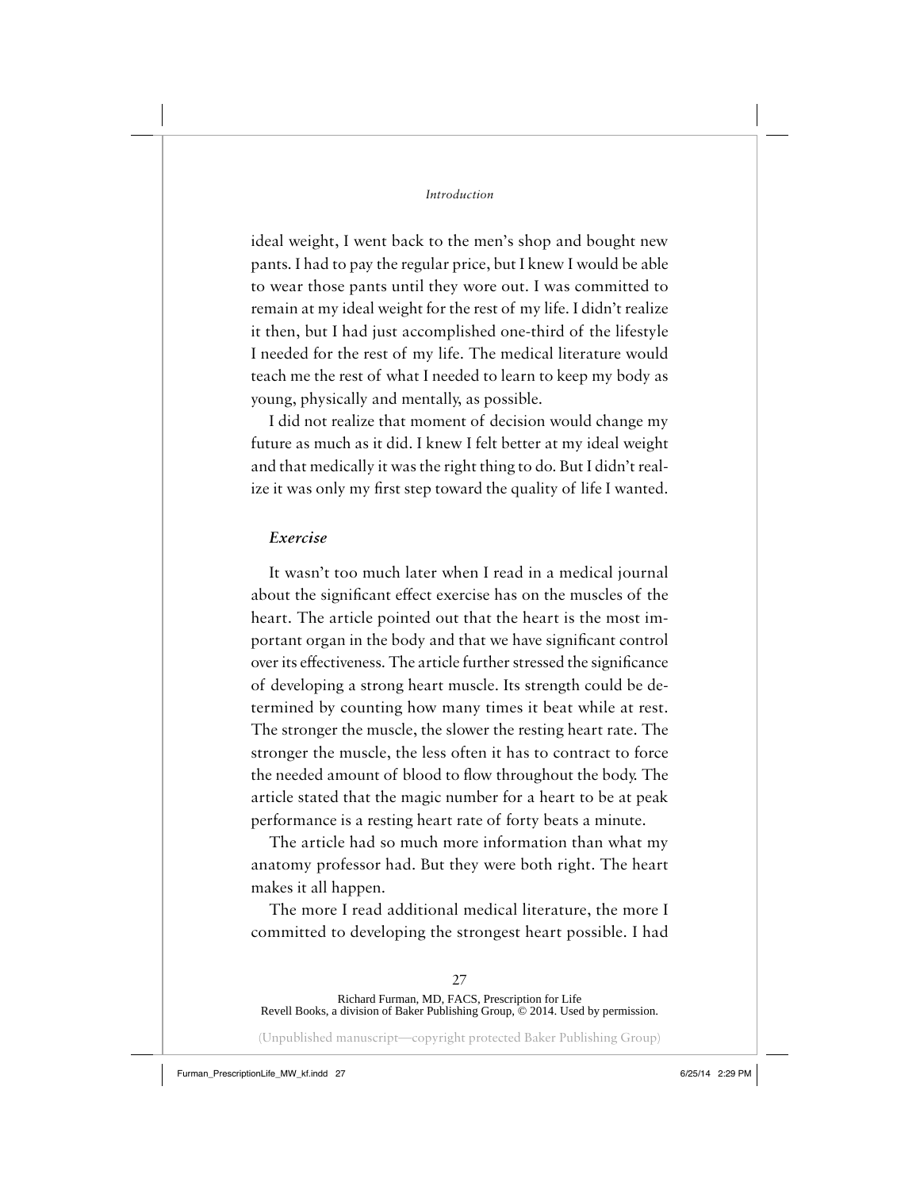ideal weight, I went back to the men's shop and bought new pants. I had to pay the regular price, but I knew I would be able to wear those pants until they wore out. I was committed to remain at my ideal weight for the rest of my life. I didn't realize it then, but I had just accomplished one-third of the lifestyle I needed for the rest of my life. The medical literature would teach me the rest of what I needed to learn to keep my body as young, physically and mentally, as possible.

I did not realize that moment of decision would change my future as much as it did. I knew I felt better at my ideal weight and that medically it was the right thing to do. But I didn't realize it was only my first step toward the quality of life I wanted.

### *Exercise*

It wasn't too much later when I read in a medical journal about the significant effect exercise has on the muscles of the heart. The article pointed out that the heart is the most important organ in the body and that we have significant control over its effectiveness. The article further stressed the significance of developing a strong heart muscle. Its strength could be determined by counting how many times it beat while at rest. The stronger the muscle, the slower the resting heart rate. The stronger the muscle, the less often it has to contract to force the needed amount of blood to flow throughout the body. The article stated that the magic number for a heart to be at peak performance is a resting heart rate of forty beats a minute.

The article had so much more information than what my anatomy professor had. But they were both right. The heart makes it all happen.

The more I read additional medical literature, the more I committed to developing the strongest heart possible. I had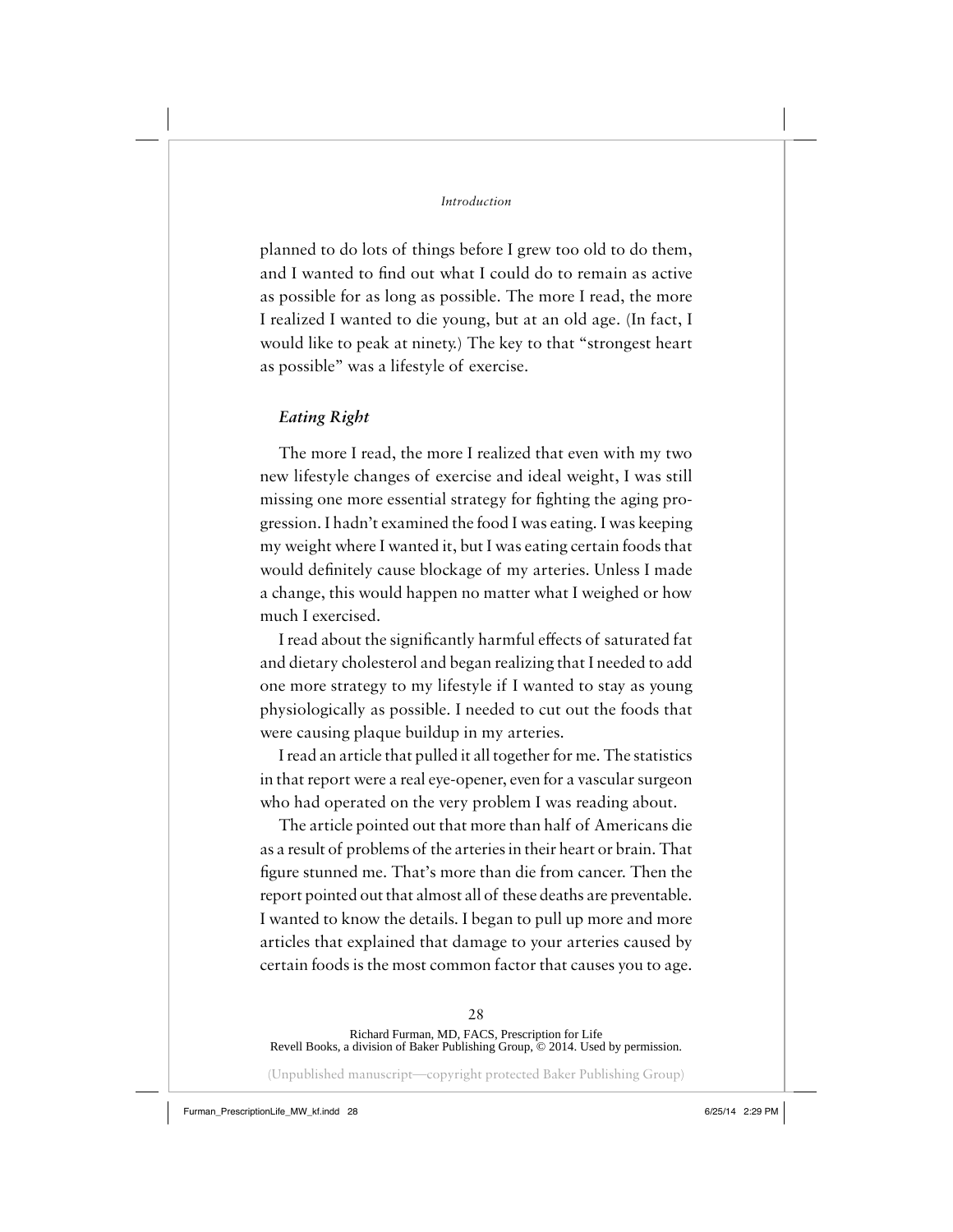planned to do lots of things before I grew too old to do them, and I wanted to find out what I could do to remain as active as possible for as long as possible. The more I read, the more I realized I wanted to die young, but at an old age. (In fact, I would like to peak at ninety.) The key to that "strongest heart as possible" was a lifestyle of exercise.

### *Eating Right*

The more I read, the more I realized that even with my two new lifestyle changes of exercise and ideal weight, I was still missing one more essential strategy for fighting the aging progression. I hadn't examined the food I was eating. I was keeping my weight where I wanted it, but I was eating certain foods that would definitely cause blockage of my arteries. Unless I made a change, this would happen no matter what I weighed or how much I exercised.

I read about the significantly harmful effects of saturated fat and dietary cholesterol and began realizing that I needed to add one more strategy to my lifestyle if I wanted to stay as young physiologically as possible. I needed to cut out the foods that were causing plaque buildup in my arteries.

I read an article that pulled it all together for me. The statistics in that report were a real eye-opener, even for a vascular surgeon who had operated on the very problem I was reading about.

The article pointed out that more than half of Americans die as a result of problems of the arteries in their heart or brain. That figure stunned me. That's more than die from cancer. Then the report pointed out that almost all of these deaths are preventable. I wanted to know the details. I began to pull up more and more articles that explained that damage to your arteries caused by certain foods is the most common factor that causes you to age.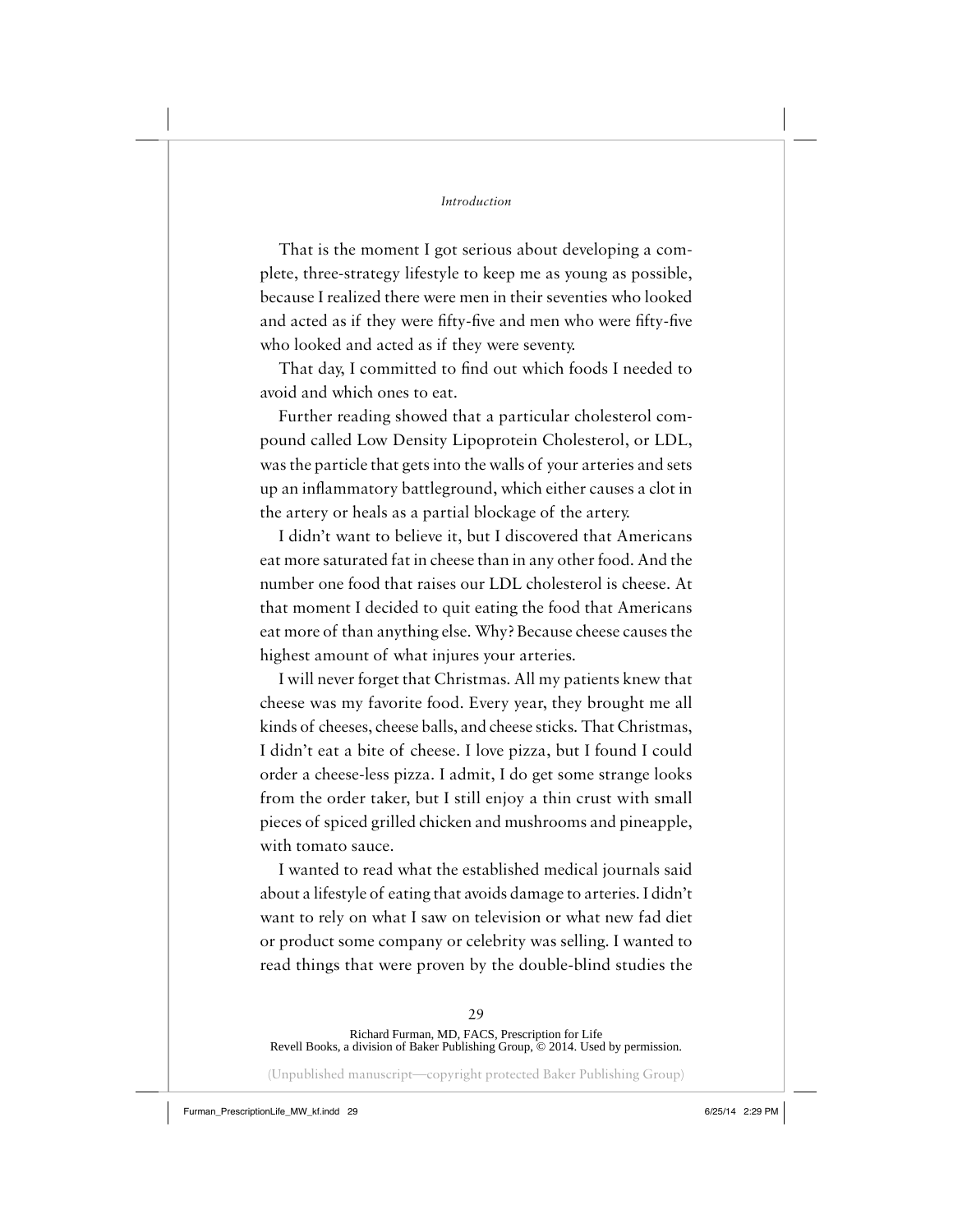That is the moment I got serious about developing a complete, three-strategy lifestyle to keep me as young as possible, because I realized there were men in their seventies who looked and acted as if they were fifty-five and men who were fifty-five who looked and acted as if they were seventy.

That day, I committed to find out which foods I needed to avoid and which ones to eat.

Further reading showed that a particular cholesterol compound called Low Density Lipoprotein Cholesterol, or LDL, was the particle that gets into the walls of your arteries and sets up an inflammatory battleground, which either causes a clot in the artery or heals as a partial blockage of the artery.

I didn't want to believe it, but I discovered that Americans eat more saturated fat in cheese than in any other food. And the number one food that raises our LDL cholesterol is cheese. At that moment I decided to quit eating the food that Americans eat more of than anything else. Why? Because cheese causes the highest amount of what injures your arteries.

I will never forget that Christmas. All my patients knew that cheese was my favorite food. Every year, they brought me all kinds of cheeses, cheese balls, and cheese sticks. That Christmas, I didn't eat a bite of cheese. I love pizza, but I found I could order a cheese-less pizza. I admit, I do get some strange looks from the order taker, but I still enjoy a thin crust with small pieces of spiced grilled chicken and mushrooms and pineapple, with tomato sauce.

I wanted to read what the established medical journals said about a lifestyle of eating that avoids damage to arteries. I didn't want to rely on what I saw on television or what new fad diet or product some company or celebrity was selling. I wanted to read things that were proven by the double-blind studies the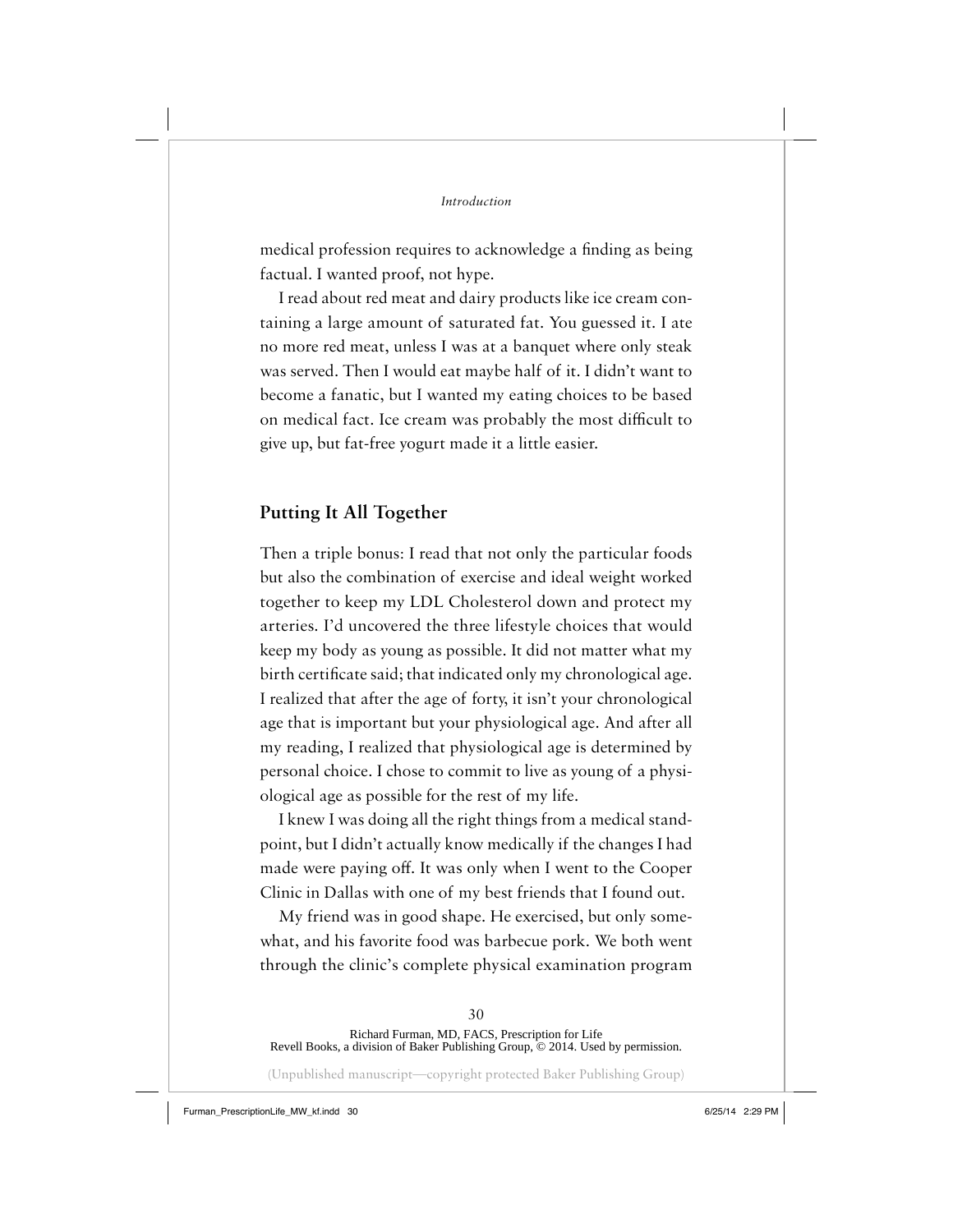medical profession requires to acknowledge a finding as being factual. I wanted proof, not hype.

I read about red meat and dairy products like ice cream containing a large amount of saturated fat. You guessed it. I ate no more red meat, unless I was at a banquet where only steak was served. Then I would eat maybe half of it. I didn't want to become a fanatic, but I wanted my eating choices to be based on medical fact. Ice cream was probably the most difficult to give up, but fat-free yogurt made it a little easier.

## Putting It All Together

Then a triple bonus: I read that not only the particular foods but also the combination of exercise and ideal weight worked together to keep my LDL Cholesterol down and protect my arteries. I'd uncovered the three lifestyle choices that would keep my body as young as possible. It did not matter what my birth certificate said; that indicated only my chronological age. I realized that after the age of forty, it isn't your chronological age that is important but your physiological age. And after all my reading, I realized that physiological age is determined by personal choice. I chose to commit to live as young of a physiological age as possible for the rest of my life.

I knew I was doing all the right things from a medical standpoint, but I didn't actually know medically if the changes I had made were paying off. It was only when I went to the Cooper Clinic in Dallas with one of my best friends that I found out.

My friend was in good shape. He exercised, but only somewhat, and his favorite food was barbecue pork. We both went through the clinic's complete physical examination program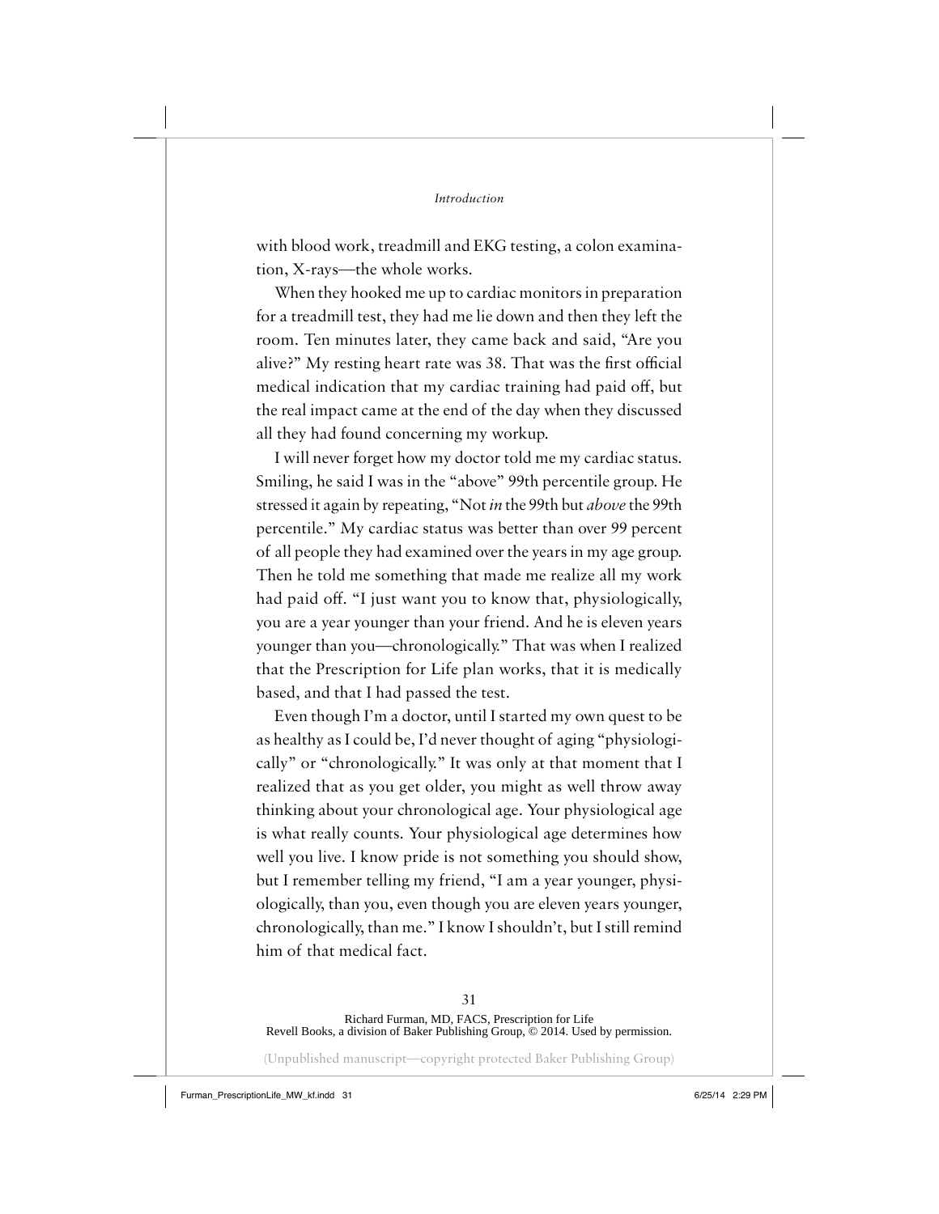with blood work, treadmill and EKG testing, a colon examination, X-rays—the whole works.

When they hooked me up to cardiac monitors in preparation for a treadmill test, they had me lie down and then they left the room. Ten minutes later, they came back and said, "Are you alive?" My resting heart rate was 38. That was the first official medical indication that my cardiac training had paid off, but the real impact came at the end of the day when they discussed all they had found concerning my workup.

I will never forget how my doctor told me my cardiac status. Smiling, he said I was in the "above" 99th percentile group. He stressed it again by repeating, "Not *in* the 99th but *above* the 99th percentile." My cardiac status was better than over 99 percent of all people they had examined over the years in my age group. Then he told me something that made me realize all my work had paid off. "I just want you to know that, physiologically, you are a year younger than your friend. And he is eleven years younger than you—chronologically." That was when I realized that the Prescription for Life plan works, that it is medically based, and that I had passed the test.

Even though I'm a doctor, until I started my own quest to be as healthy as I could be, I'd never thought of aging "physiologically" or "chronologically." It was only at that moment that I realized that as you get older, you might as well throw away thinking about your chronological age. Your physiological age is what really counts. Your physiological age determines how well you live. I know pride is not something you should show, but I remember telling my friend, "I am a year younger, physiologically, than you, even though you are eleven years younger, chronologically, than me." I know I shouldn't, but I still remind him of that medical fact.

Richard Furman, MD, FACS, Prescription for Life
Revell Books, a division of Baker Publishing Group, © 2014. Used by permission.

(Unpublished manuscript—copyright protected Baker Publishing Group)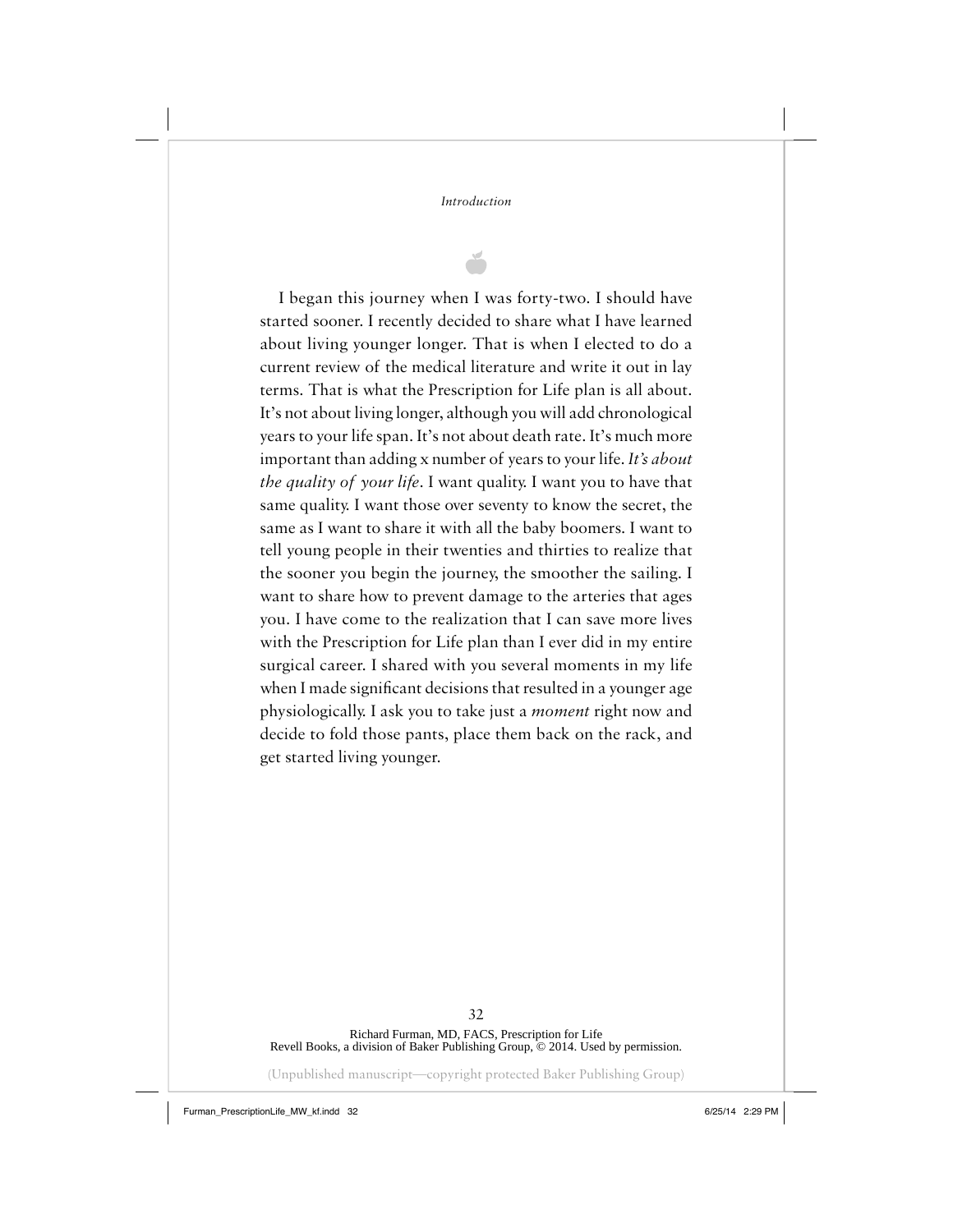I began this journey when I was forty-two. I should have started sooner. I recently decided to share what I have learned about living younger longer. That is when I elected to do a current review of the medical literature and write it out in lay terms. That is what the Prescription for Life plan is all about. It's not about living longer, although you will add chronological years to your life span. It's not about death rate. It's much more important than adding x number of years to your life. *It's about the quality of your life*. I want quality. I want you to have that same quality. I want those over seventy to know the secret, the same as I want to share it with all the baby boomers. I want to tell young people in their twenties and thirties to realize that the sooner you begin the journey, the smoother the sailing. I want to share how to prevent damage to the arteries that ages you. I have come to the realization that I can save more lives with the Prescription for Life plan than I ever did in my entire surgical career. I shared with you several moments in my life when I made significant decisions that resulted in a younger age physiologically. I ask you to take just a *moment* right now and decide to fold those pants, place them back on the rack, and get started living younger.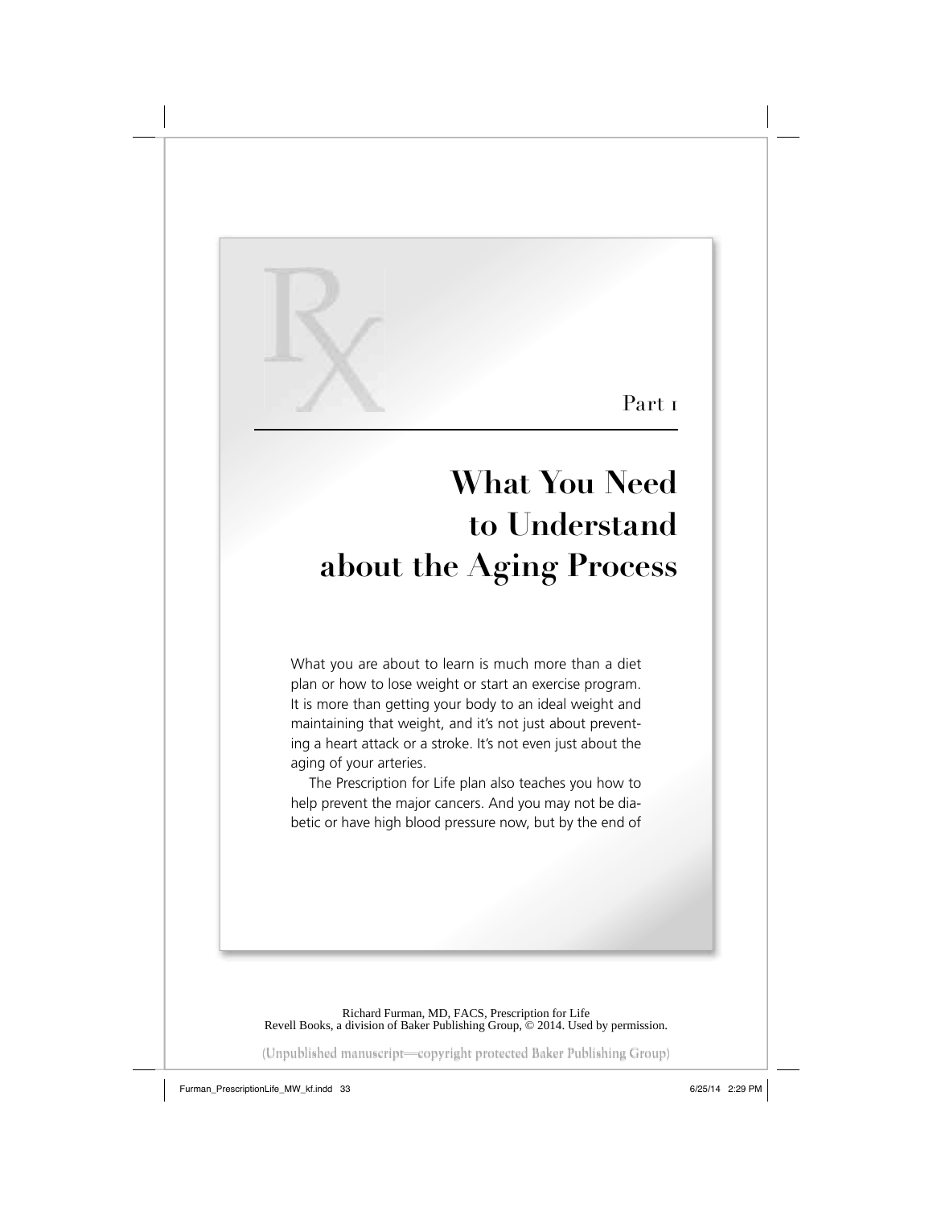Part 1

# What You Need to Understand about the Aging Process

What you are about to learn is much more than a diet plan or how to lose weight or start an exercise program. It is more than getting your body to an ideal weight and maintaining that weight, and it's not just about preventing a heart attack or a stroke. It's not even just about the aging of your arteries.

The Prescription for Life plan also teaches you how to help prevent the major cancers. And you may not be diabetic or have high blood pressure now, but by the end of

Richard Furman, MD, FACS, Prescription for Life
Revell Books, a division of Baker Publishing Group, © 2014. Used by permission.

(Unpublished manuscript—copyright protected Baker Publishing Group)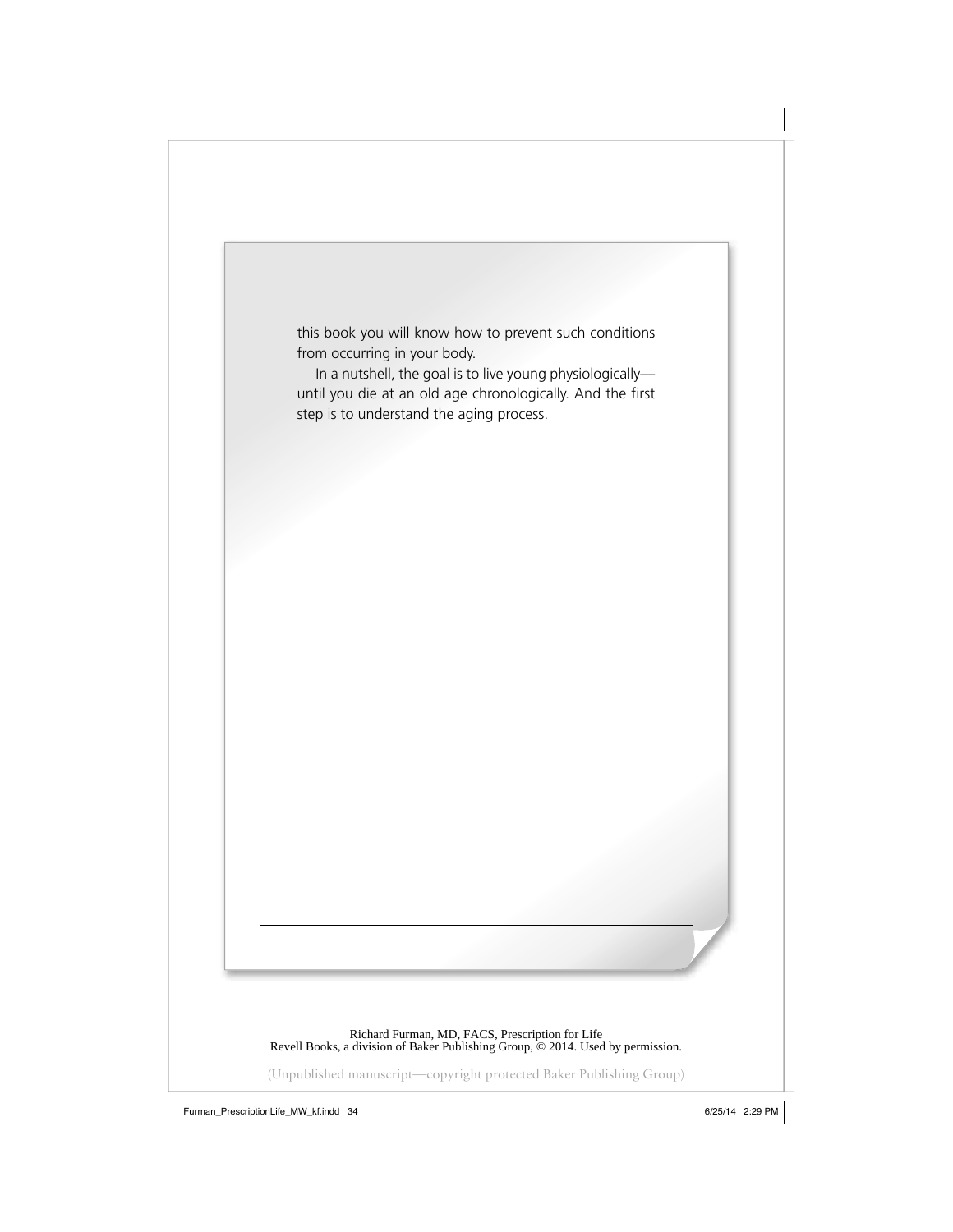this book you will know how to prevent such conditions from occurring in your body.

In a nutshell, the goal is to live young physiologically—until you die at an old age chronologically. And the first step is to understand the aging process.

Richard Furman, MD, FACS, Prescription for Life
Revell Books, a division of Baker Publishing Group, © 2014. Used by permission.

(Unpublished manuscript—copyright protected Baker Publishing Group)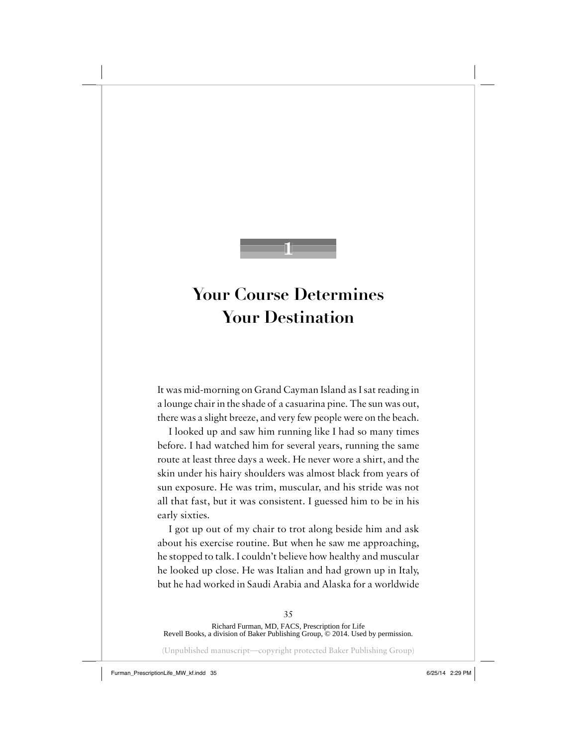# 1

# Your Course Determines Your Destination

It was mid-morning on Grand Cayman Island as I sat reading in a lounge chair in the shade of a casuarina pine. The sun was out, there was a slight breeze, and very few people were on the beach.

I looked up and saw him running like I had so many times before. I had watched him for several years, running the same route at least three days a week. He never wore a shirt, and the skin under his hairy shoulders was almost black from years of sun exposure. He was trim, muscular, and his stride was not all that fast, but it was consistent. I guessed him to be in his early sixties.

I got up out of my chair to trot along beside him and ask about his exercise routine. But when he saw me approaching, he stopped to talk. I couldn't believe how healthy and muscular he looked up close. He was Italian and had grown up in Italy, but he had worked in Saudi Arabia and Alaska for a worldwide

Richard Furman, MD, FACS, Prescription for Life
Revell Books, a division of Baker Publishing Group, © 2014. Used by permission.

(Unpublished manuscript—copyright protected Baker Publishing Group)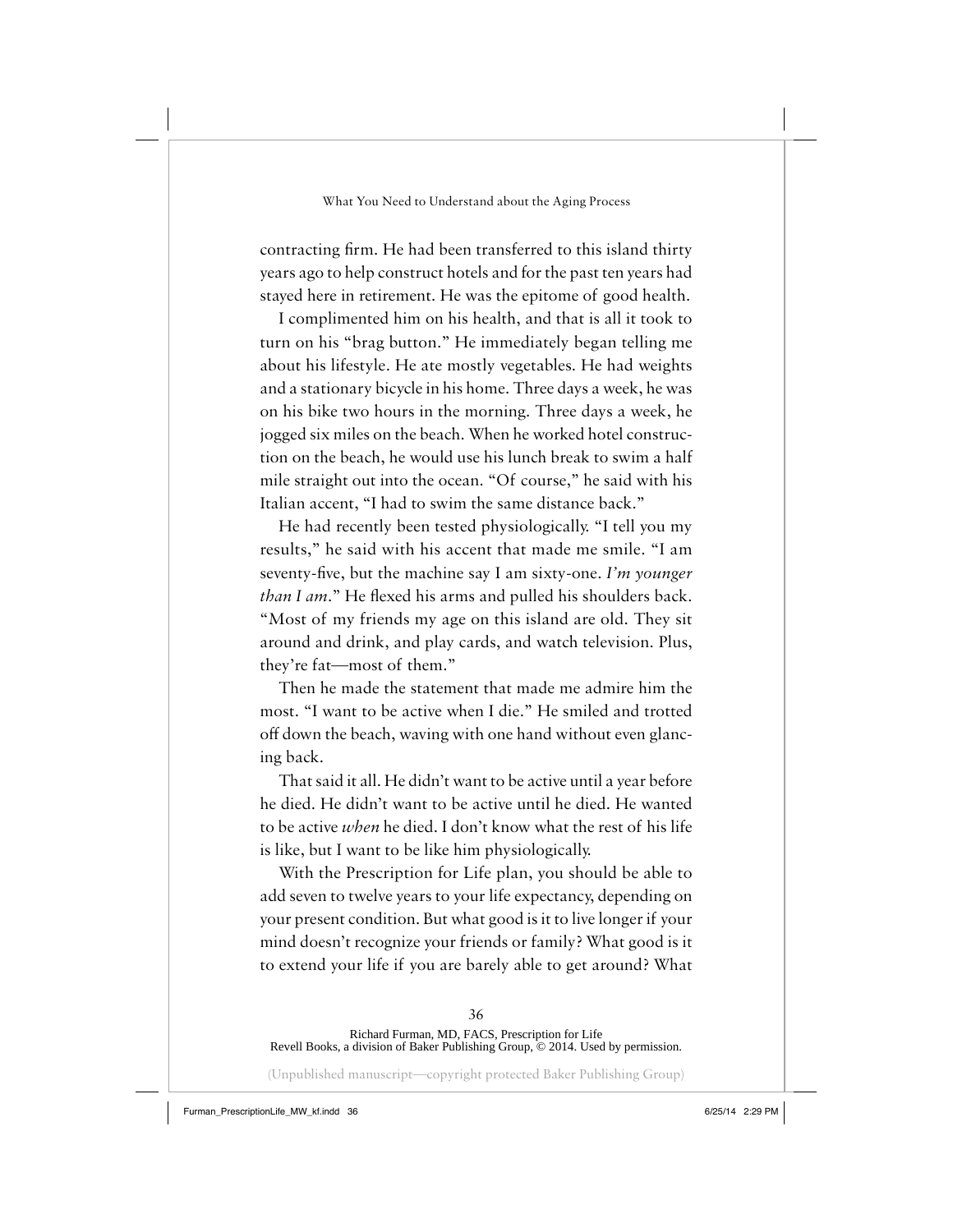contracting firm. He had been transferred to this island thirty years ago to help construct hotels and for the past ten years had stayed here in retirement. He was the epitome of good health.

I complimented him on his health, and that is all it took to turn on his "brag button." He immediately began telling me about his lifestyle. He ate mostly vegetables. He had weights and a stationary bicycle in his home. Three days a week, he was on his bike two hours in the morning. Three days a week, he jogged six miles on the beach. When he worked hotel construction on the beach, he would use his lunch break to swim a half mile straight out into the ocean. "Of course," he said with his Italian accent, "I had to swim the same distance back."

He had recently been tested physiologically. "I tell you my results," he said with his accent that made me smile. "I am seventy-five, but the machine say I am sixty-one. *I'm younger than I am.*" He flexed his arms and pulled his shoulders back. "Most of my friends my age on this island are old. They sit around and drink, and play cards, and watch television. Plus, they're fat—most of them."

Then he made the statement that made me admire him the most. "I want to be active when I die." He smiled and trotted off down the beach, waving with one hand without even glancing back.

That said it all. He didn't want to be active until a year before he died. He didn't want to be active until he died. He wanted to be active *when* he died. I don't know what the rest of his life is like, but I want to be like him physiologically.

With the Prescription for Life plan, you should be able to add seven to twelve years to your life expectancy, depending on your present condition. But what good is it to live longer if your mind doesn't recognize your friends or family? What good is it to extend your life if you are barely able to get around? What

Richard Furman, MD, FACS, Prescription for Life
Revell Books, a division of Baker Publishing Group, © 2014. Used by permission.

(Unpublished manuscript—copyright protected Baker Publishing Group)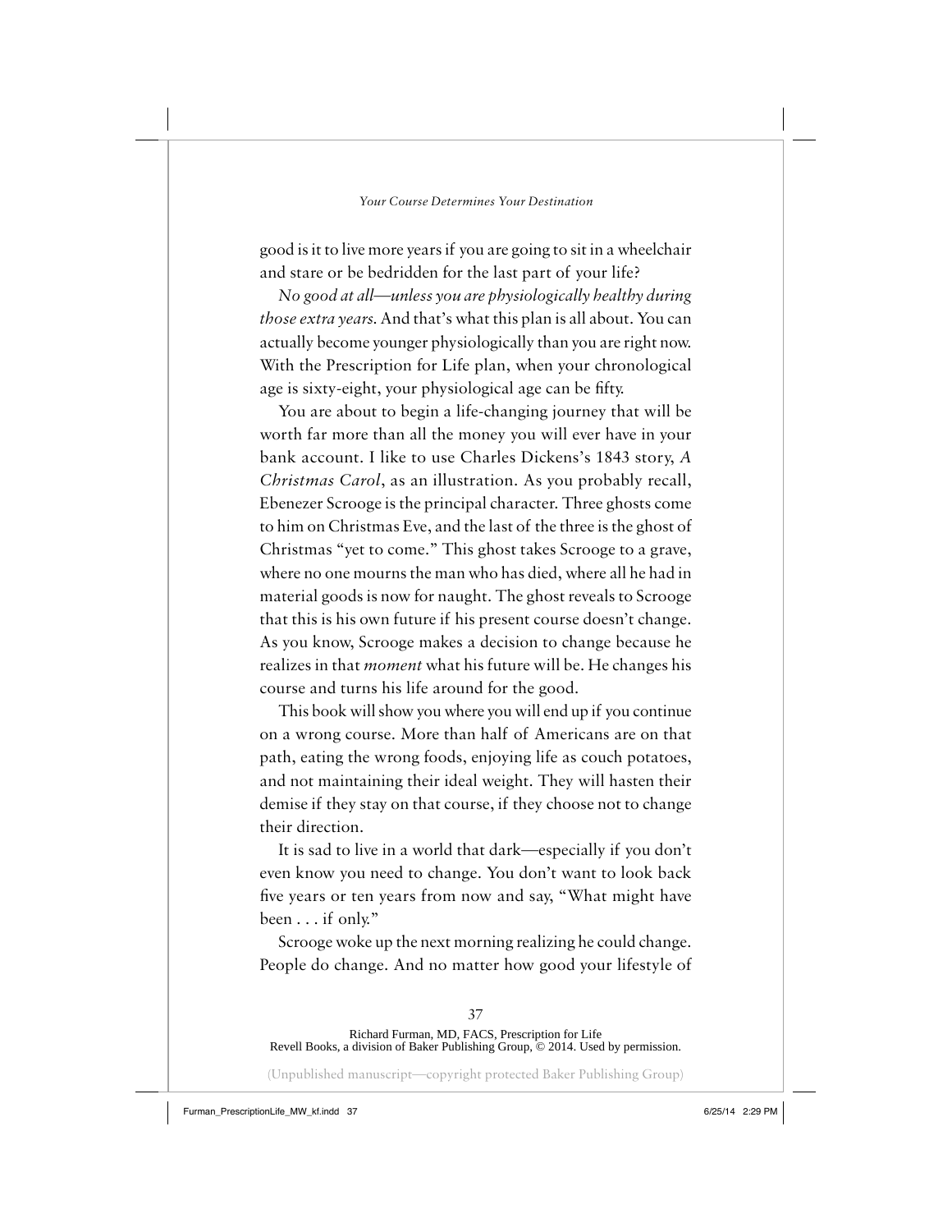good is it to live more years if you are going to sit in a wheelchair and stare or be bedridden for the last part of your life?

*No good at all—unless you are physiologically healthy during those extra years.* And that's what this plan is all about. You can actually become younger physiologically than you are right now. With the Prescription for Life plan, when your chronological age is sixty-eight, your physiological age can be fifty.

You are about to begin a life-changing journey that will be worth far more than all the money you will ever have in your bank account. I like to use Charles Dickens's 1843 story, *A Christmas Carol*, as an illustration. As you probably recall, Ebenezer Scrooge is the principal character. Three ghosts come to him on Christmas Eve, and the last of the three is the ghost of Christmas "yet to come." This ghost takes Scrooge to a grave, where no one mourns the man who has died, where all he had in material goods is now for naught. The ghost reveals to Scrooge that this is his own future if his present course doesn't change. As you know, Scrooge makes a decision to change because he realizes in that *moment* what his future will be. He changes his course and turns his life around for the good.

This book will show you where you will end up if you continue on a wrong course. More than half of Americans are on that path, eating the wrong foods, enjoying life as couch potatoes, and not maintaining their ideal weight. They will hasten their demise if they stay on that course, if they choose not to change their direction.

It is sad to live in a world that dark—especially if you don't even know you need to change. You don't want to look back five years or ten years from now and say, "What might have been . . . if only."

Scrooge woke up the next morning realizing he could change. People do change. And no matter how good your lifestyle of

Richard Furman, MD, FACS, Prescription for Life
Revell Books, a division of Baker Publishing Group, © 2014. Used by permission.

(Unpublished manuscript—copyright protected Baker Publishing Group)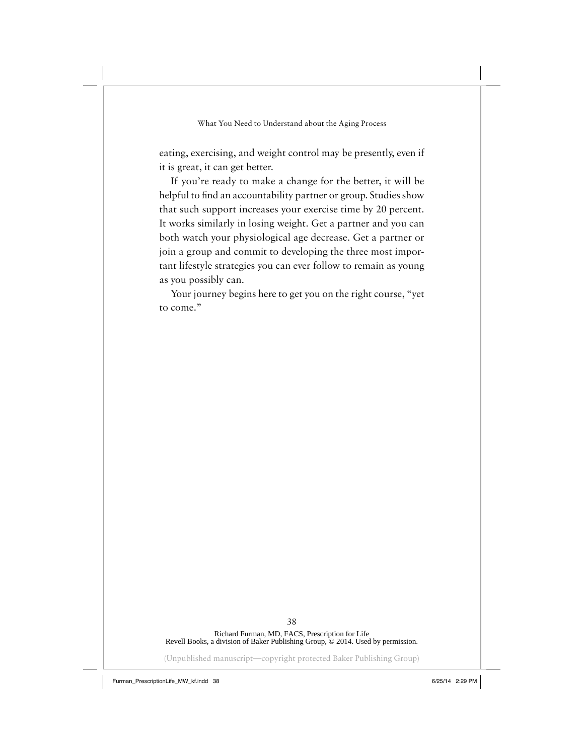eating, exercising, and weight control may be presently, even if it is great, it can get better.

If you're ready to make a change for the better, it will be helpful to find an accountability partner or group. Studies show that such support increases your exercise time by 20 percent. It works similarly in losing weight. Get a partner and you can both watch your physiological age decrease. Get a partner or join a group and commit to developing the three most important lifestyle strategies you can ever follow to remain as young as you possibly can.

Your journey begins here to get you on the right course, "yet to come."